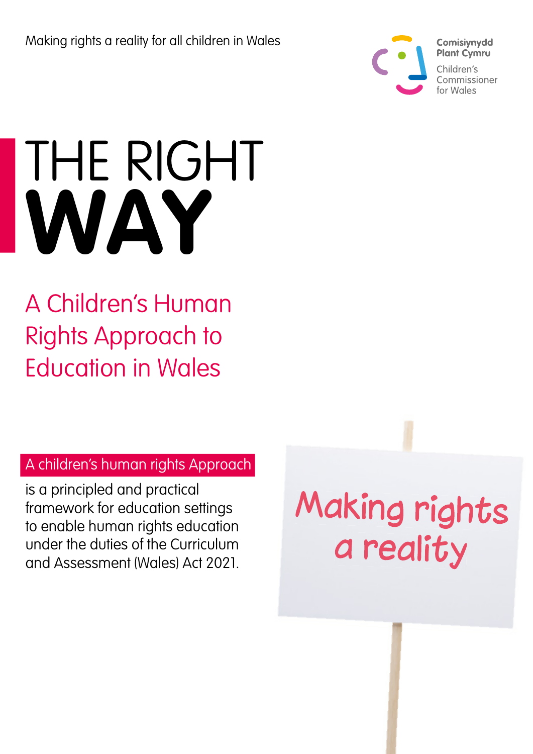Making rights a reality for all children in Wales

Comisiynydd Plant Cymru
Children's Commissioner for Wales

# THE RIGHT **WAY**

## A Children's Human Rights Approach to Education in Wales

**A children's human rights Approach** is a principled and practical framework for education settings to enable human rights education under the duties of the Curriculum and Assessment (Wales) Act 2021.

Making rights a reality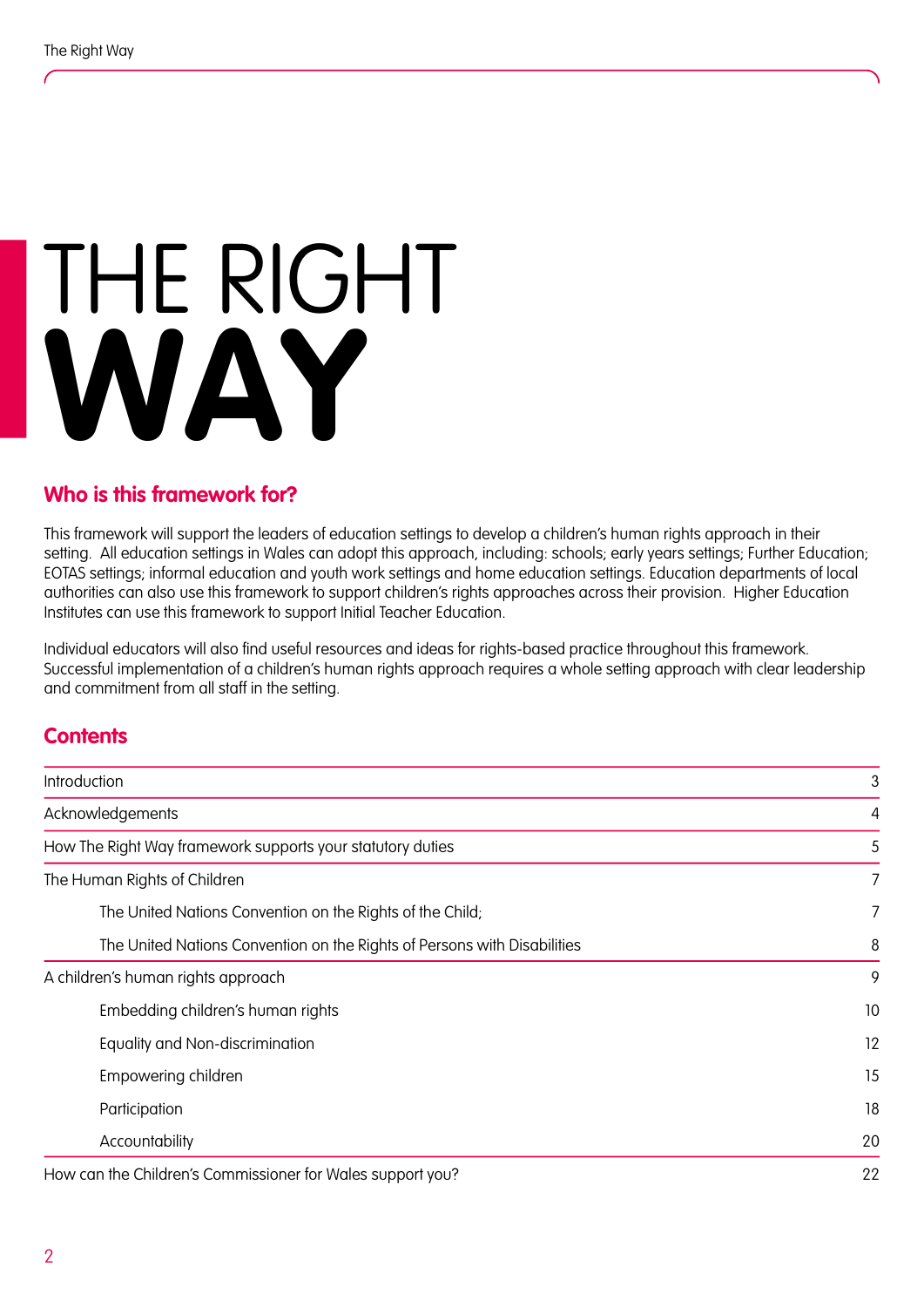# THE RIGHT WAY

## Who is this framework for?

This framework will support the leaders of education settings to develop a children's human rights approach in their setting. All education settings in Wales can adopt this approach, including: schools; early years settings; Further Education; EOTAS settings; informal education and youth work settings and home education settings. Education departments of local authorities can also use this framework to support children's rights approaches across their provision. Higher Education Institutes can use this framework to support Initial Teacher Education.

Individual educators will also find useful resources and ideas for rights-based practice throughout this framework. Successful implementation of a children's human rights approach requires a whole setting approach with clear leadership and commitment from all staff in the setting.

## Contents

| | |
|---|---|
| Introduction | 3 |
| Acknowledgements | 4 |
| How The Right Way framework supports your statutory duties | 5 |
| The Human Rights of Children | 7 |
| &nbsp;&nbsp;&nbsp;&nbsp;The United Nations Convention on the Rights of the Child; | 7 |
| &nbsp;&nbsp;&nbsp;&nbsp;The United Nations Convention on the Rights of Persons with Disabilities | 8 |
| A children's human rights approach | 9 |
| &nbsp;&nbsp;&nbsp;&nbsp;Embedding children's human rights | 10 |
| &nbsp;&nbsp;&nbsp;&nbsp;Equality and Non-discrimination | 12 |
| &nbsp;&nbsp;&nbsp;&nbsp;Empowering children | 15 |
| &nbsp;&nbsp;&nbsp;&nbsp;Participation | 18 |
| &nbsp;&nbsp;&nbsp;&nbsp;Accountability | 20 |
| How can the Children's Commissioner for Wales support you? | 22 |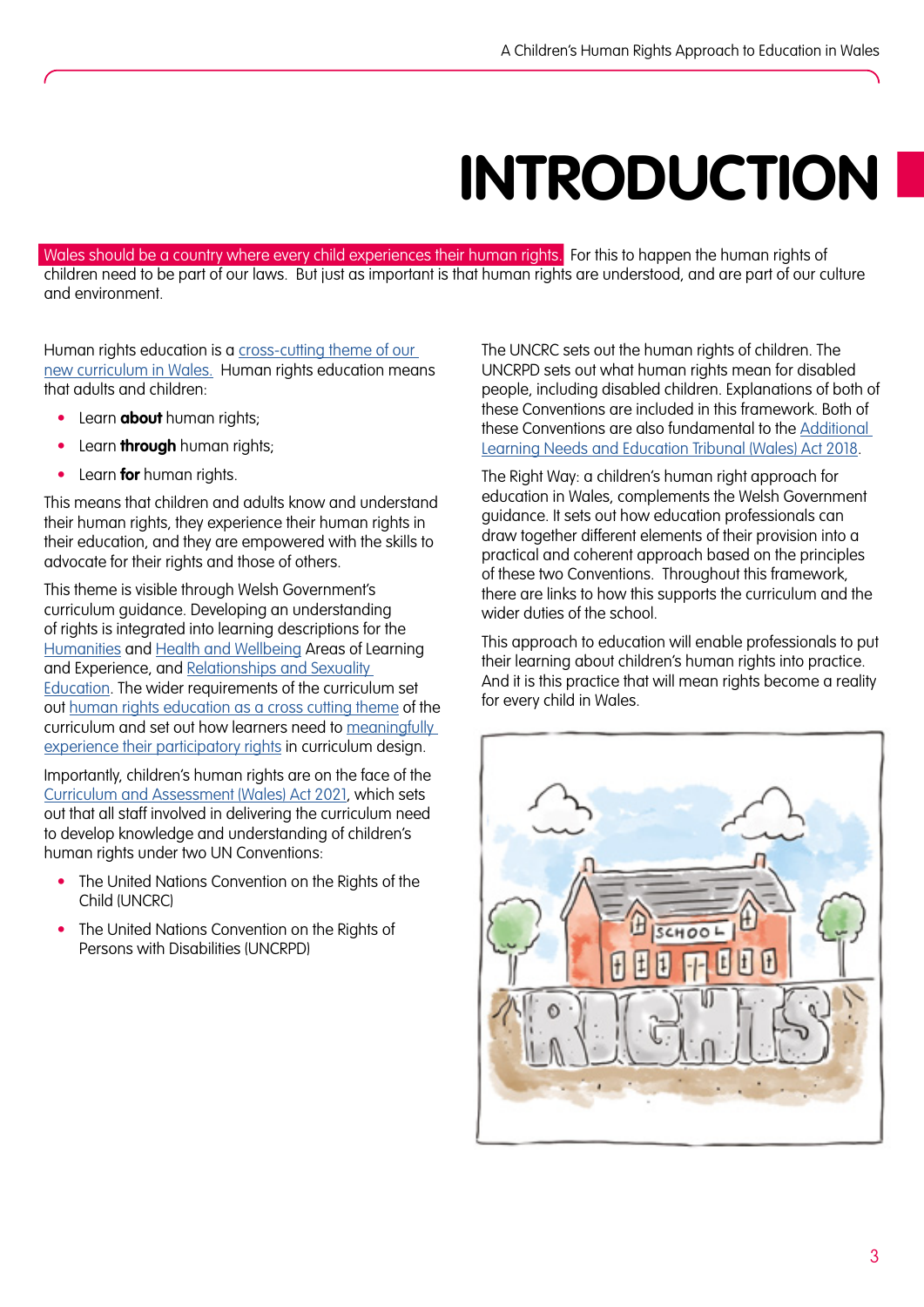# INTRODUCTION

Wales should be a country where every child experiences their human rights. For this to happen the human rights of children need to be part of our laws. But just as important is that human rights are understood, and are part of our culture and environment.

Human rights education is a cross-cutting theme of our new curriculum in Wales. Human rights education means that adults and children:

- Learn **about** human rights;
- Learn **through** human rights;
- Learn **for** human rights.

This means that children and adults know and understand their human rights, they experience their human rights in their education, and they are empowered with the skills to advocate for their rights and those of others.

This theme is visible through Welsh Government's curriculum guidance. Developing an understanding of rights is integrated into learning descriptions for the Humanities and Health and Wellbeing Areas of Learning and Experience, and Relationships and Sexuality Education. The wider requirements of the curriculum set out human rights education as a cross cutting theme of the curriculum and set out how learners need to meaningfully experience their participatory rights in curriculum design.

Importantly, children's human rights are on the face of the Curriculum and Assessment (Wales) Act 2021, which sets out that all staff involved in delivering the curriculum need to develop knowledge and understanding of children's human rights under two UN Conventions:

- The United Nations Convention on the Rights of the Child (UNCRC)
- The United Nations Convention on the Rights of Persons with Disabilities (UNCRPD)

The UNCRC sets out the human rights of children. The UNCRPD sets out what human rights mean for disabled people, including disabled children. Explanations of both of these Conventions are included in this framework. Both of these Conventions are also fundamental to the Additional Learning Needs and Education Tribunal (Wales) Act 2018.

The Right Way: a children's human right approach for education in Wales, complements the Welsh Government guidance. It sets out how education professionals can draw together different elements of their provision into a practical and coherent approach based on the principles of these two Conventions. Throughout this framework, there are links to how this supports the curriculum and the wider duties of the school.

This approach to education will enable professionals to put their learning about children's human rights into practice. And it is this practice that will mean rights become a reality for every child in Wales.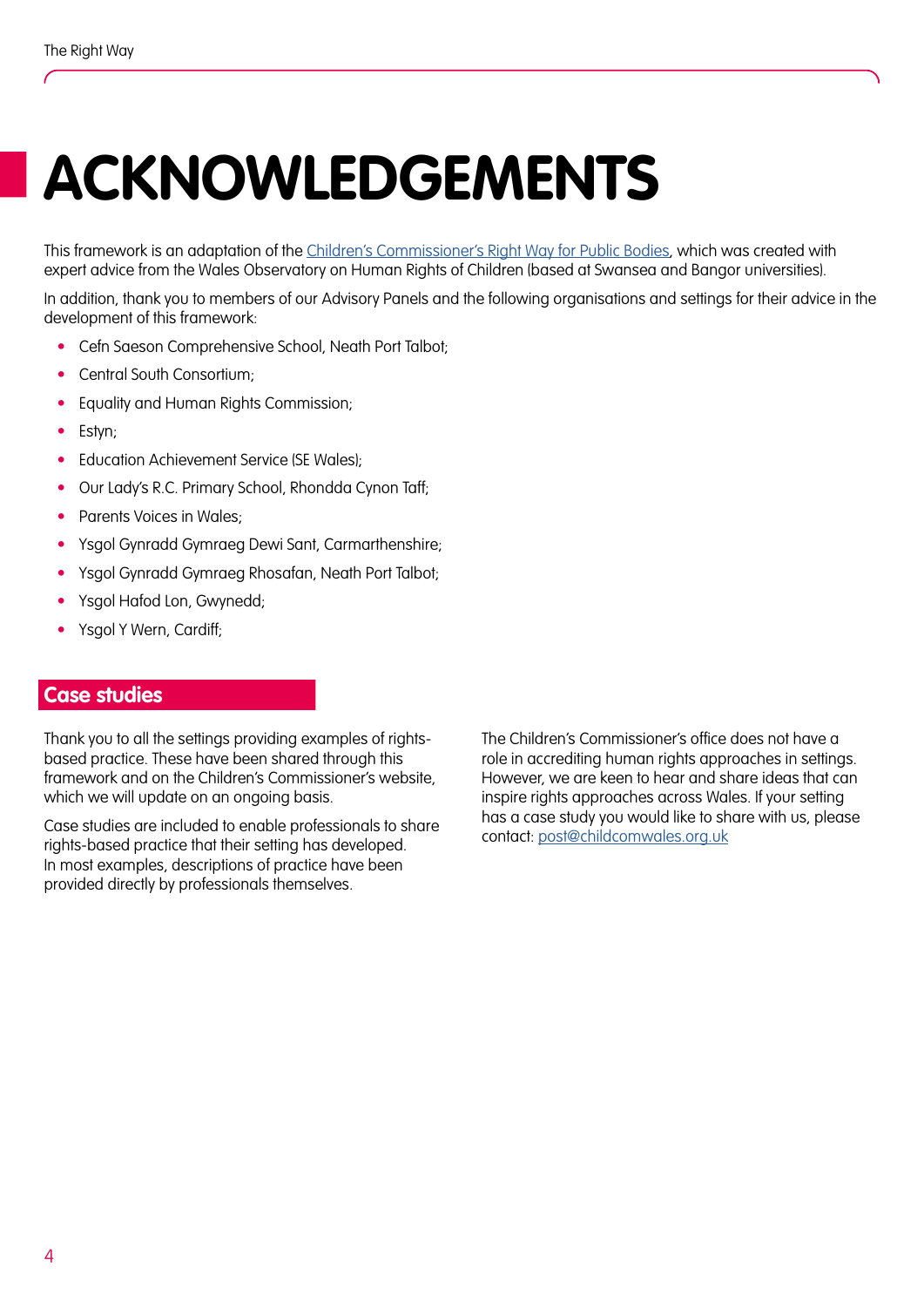# ACKNOWLEDGEMENTS

This framework is an adaptation of the Children's Commissioner's Right Way for Public Bodies, which was created with expert advice from the Wales Observatory on Human Rights of Children (based at Swansea and Bangor universities).

In addition, thank you to members of our Advisory Panels and the following organisations and settings for their advice in the development of this framework:

- Cefn Saeson Comprehensive School, Neath Port Talbot;
- Central South Consortium;
- Equality and Human Rights Commission;
- Estyn;
- Education Achievement Service (SE Wales);
- Our Lady's R.C. Primary School, Rhondda Cynon Taff;
- Parents Voices in Wales;
- Ysgol Gynradd Gymraeg Dewi Sant, Carmarthenshire;
- Ysgol Gynradd Gymraeg Rhosafan, Neath Port Talbot;
- Ysgol Hafod Lon, Gwynedd;
- Ysgol Y Wern, Cardiff;

## Case studies

Thank you to all the settings providing examples of rights-based practice. These have been shared through this framework and on the Children's Commissioner's website, which we will update on an ongoing basis.

Case studies are included to enable professionals to share rights-based practice that their setting has developed. In most examples, descriptions of practice have been provided directly by professionals themselves.

The Children's Commissioner's office does not have a role in accrediting human rights approaches in settings. However, we are keen to hear and share ideas that can inspire rights approaches across Wales. If your setting has a case study you would like to share with us, please contact: post@childcomwales.org.uk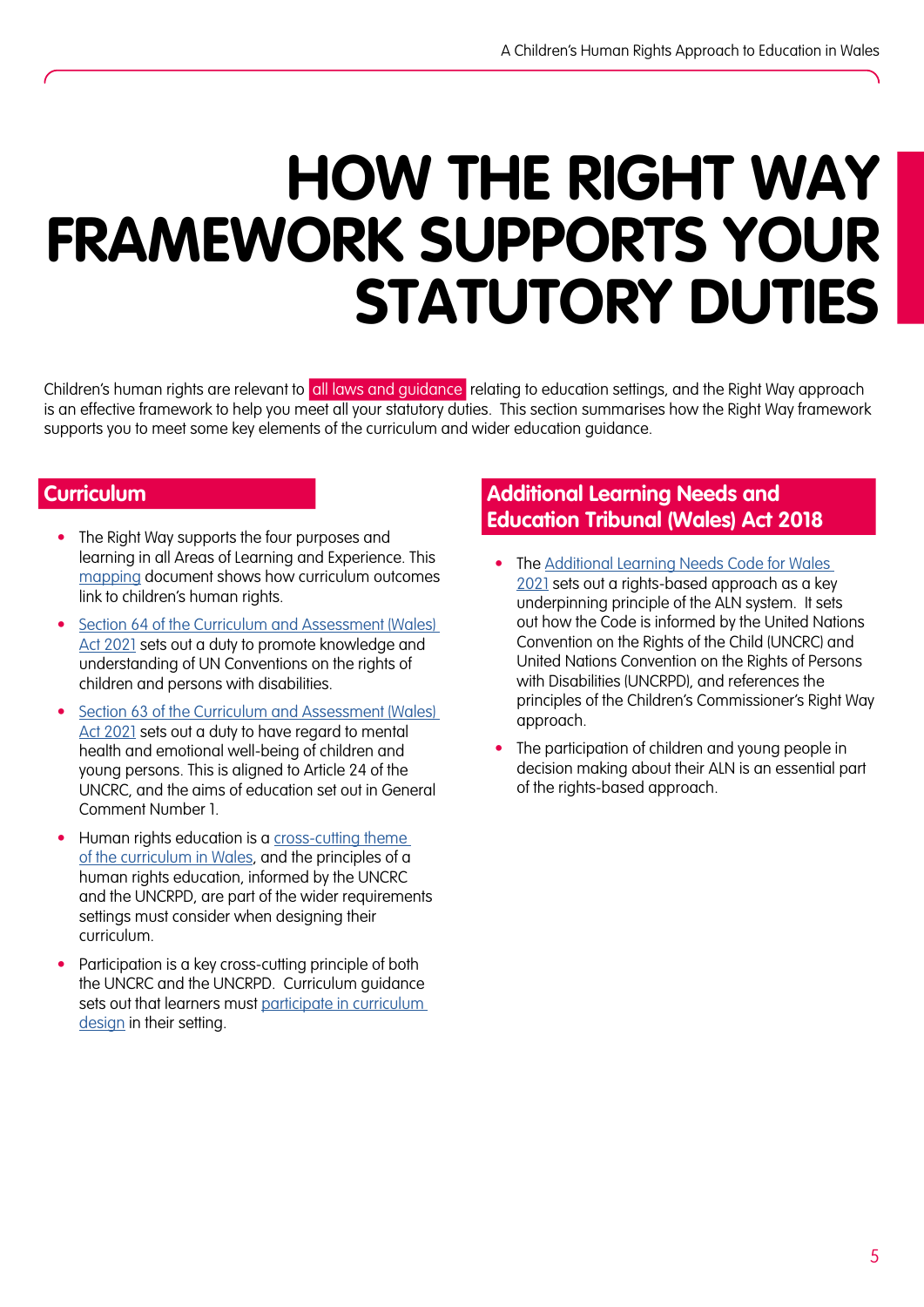# HOW THE RIGHT WAY FRAMEWORK SUPPORTS YOUR STATUTORY DUTIES

Children's human rights are relevant to all laws and guidance relating to education settings, and the Right Way approach is an effective framework to help you meet all your statutory duties. This section summarises how the Right Way framework supports you to meet some key elements of the curriculum and wider education guidance.

## Curriculum

- The Right Way supports the four purposes and learning in all Areas of Learning and Experience. This mapping document shows how curriculum outcomes link to children's human rights.
- Section 64 of the Curriculum and Assessment (Wales) Act 2021 sets out a duty to promote knowledge and understanding of UN Conventions on the rights of children and persons with disabilities.
- Section 63 of the Curriculum and Assessment (Wales) Act 2021 sets out a duty to have regard to mental health and emotional well-being of children and young persons. This is aligned to Article 24 of the UNCRC, and the aims of education set out in General Comment Number 1.
- Human rights education is a cross-cutting theme of the curriculum in Wales, and the principles of a human rights education, informed by the UNCRC and the UNCRPD, are part of the wider requirements settings must consider when designing their curriculum.
- Participation is a key cross-cutting principle of both the UNCRC and the UNCRPD. Curriculum guidance sets out that learners must participate in curriculum design in their setting.

## Additional Learning Needs and Education Tribunal (Wales) Act 2018

- The Additional Learning Needs Code for Wales 2021 sets out a rights-based approach as a key underpinning principle of the ALN system. It sets out how the Code is informed by the United Nations Convention on the Rights of the Child (UNCRC) and United Nations Convention on the Rights of Persons with Disabilities (UNCRPD), and references the principles of the Children's Commissioner's Right Way approach.
- The participation of children and young people in decision making about their ALN is an essential part of the rights-based approach.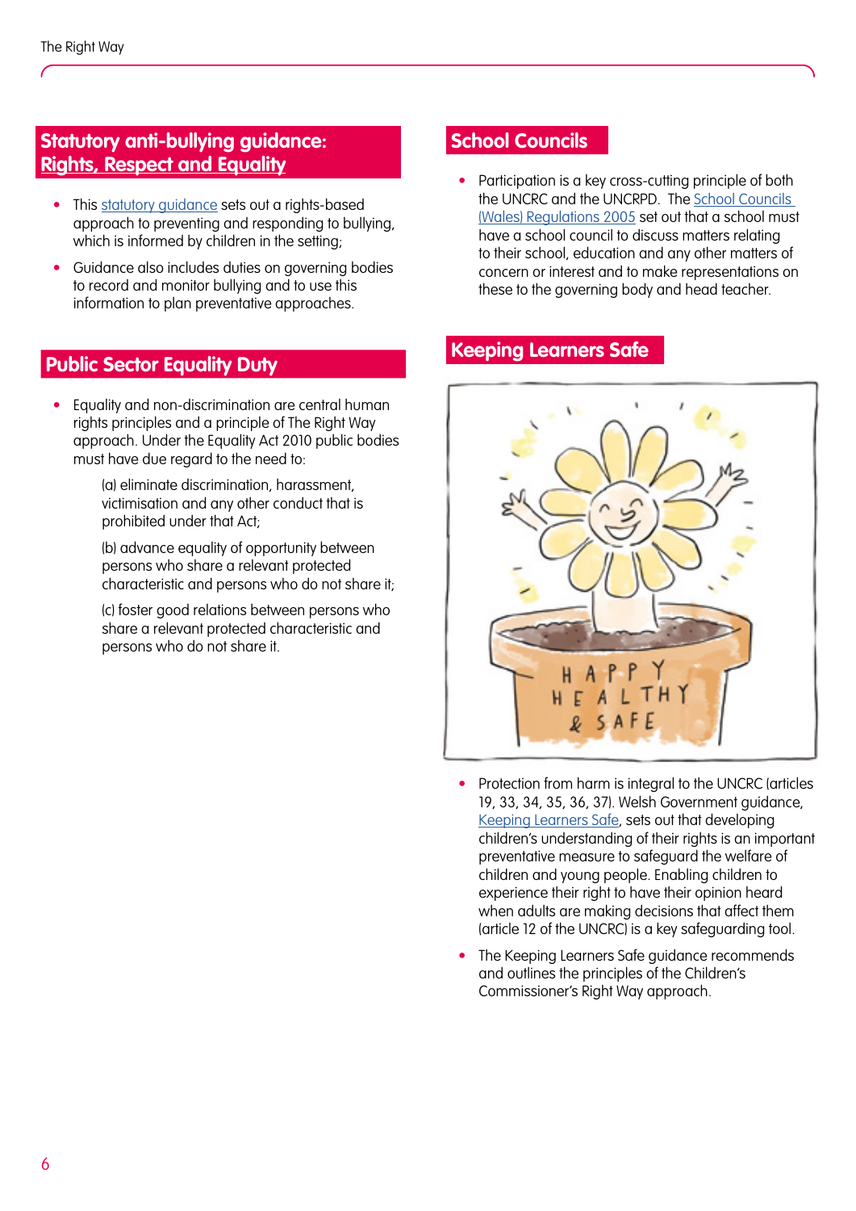## Statutory anti-bullying guidance: Rights, Respect and Equality

- This statutory guidance sets out a rights-based approach to preventing and responding to bullying, which is informed by children in the setting;
- Guidance also includes duties on governing bodies to record and monitor bullying and to use this information to plan preventative approaches.

## Public Sector Equality Duty

- Equality and non-discrimination are central human rights principles and a principle of The Right Way approach. Under the Equality Act 2010 public bodies must have due regard to the need to:

  (a) eliminate discrimination, harassment, victimisation and any other conduct that is prohibited under that Act;

  (b) advance equality of opportunity between persons who share a relevant protected characteristic and persons who do not share it;

  (c) foster good relations between persons who share a relevant protected characteristic and persons who do not share it.

## School Councils

- Participation is a key cross-cutting principle of both the UNCRC and the UNCRPD. The School Councils (Wales) Regulations 2005 set out that a school must have a school council to discuss matters relating to their school, education and any other matters of concern or interest and to make representations on these to the governing body and head teacher.

## Keeping Learners Safe

- Protection from harm is integral to the UNCRC (articles 19, 33, 34, 35, 36, 37). Welsh Government guidance, Keeping Learners Safe, sets out that developing children's understanding of their rights is an important preventative measure to safeguard the welfare of children and young people. Enabling children to experience their right to have their opinion heard when adults are making decisions that affect them (article 12 of the UNCRC) is a key safeguarding tool.
- The Keeping Learners Safe guidance recommends and outlines the principles of the Children's Commissioner's Right Way approach.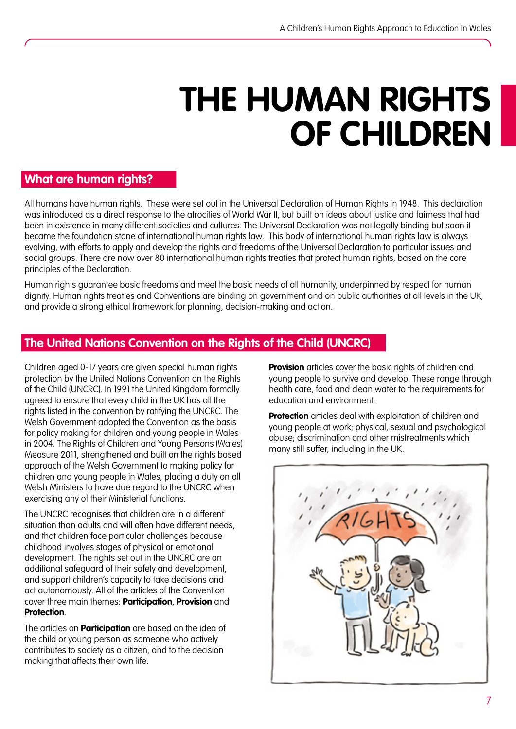# THE HUMAN RIGHTS OF CHILDREN

## What are human rights?

All humans have human rights. These were set out in the Universal Declaration of Human Rights in 1948. This declaration was introduced as a direct response to the atrocities of World War II, but built on ideas about justice and fairness that had been in existence in many different societies and cultures. The Universal Declaration was not legally binding but soon it became the foundation stone of international human rights law. This body of international human rights law is always evolving, with efforts to apply and develop the rights and freedoms of the Universal Declaration to particular issues and social groups. There are now over 80 international human rights treaties that protect human rights, based on the core principles of the Declaration.

Human rights guarantee basic freedoms and meet the basic needs of all humanity, underpinned by respect for human dignity. Human rights treaties and Conventions are binding on government and on public authorities at all levels in the UK, and provide a strong ethical framework for planning, decision-making and action.

## The United Nations Convention on the Rights of the Child (UNCRC)

Children aged 0-17 years are given special human rights protection by the United Nations Convention on the Rights of the Child (UNCRC). In 1991 the United Kingdom formally agreed to ensure that every child in the UK has all the rights listed in the convention by ratifying the UNCRC. The Welsh Government adopted the Convention as the basis for policy making for children and young people in Wales in 2004. The Rights of Children and Young Persons (Wales) Measure 2011, strengthened and built on the rights based approach of the Welsh Government to making policy for children and young people in Wales, placing a duty on all Welsh Ministers to have due regard to the UNCRC when exercising any of their Ministerial functions.

The UNCRC recognises that children are in a different situation than adults and will often have different needs, and that children face particular challenges because childhood involves stages of physical or emotional development. The rights set out in the UNCRC are an additional safeguard of their safety and development, and support children's capacity to take decisions and act autonomously. All of the articles of the Convention cover three main themes: **Participation**, **Provision** and **Protection**.

The articles on **Participation** are based on the idea of the child or young person as someone who actively contributes to society as a citizen, and to the decision making that affects their own life.

**Provision** articles cover the basic rights of children and young people to survive and develop. These range through health care, food and clean water to the requirements for education and environment.

**Protection** articles deal with exploitation of children and young people at work; physical, sexual and psychological abuse; discrimination and other mistreatments which many still suffer, including in the UK.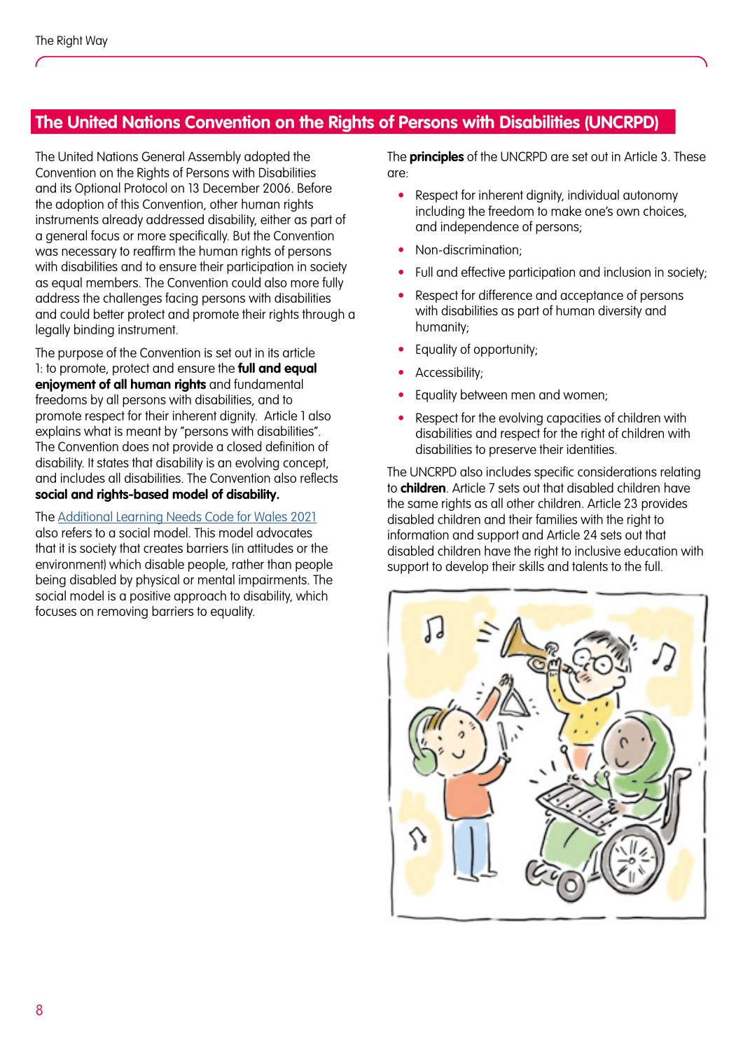## The United Nations Convention on the Rights of Persons with Disabilities (UNCRPD)

The United Nations General Assembly adopted the Convention on the Rights of Persons with Disabilities and its Optional Protocol on 13 December 2006. Before the adoption of this Convention, other human rights instruments already addressed disability, either as part of a general focus or more specifically. But the Convention was necessary to reaffirm the human rights of persons with disabilities and to ensure their participation in society as equal members. The Convention could also more fully address the challenges facing persons with disabilities and could better protect and promote their rights through a legally binding instrument.

The purpose of the Convention is set out in its article 1: to promote, protect and ensure the **full and equal enjoyment of all human rights** and fundamental freedoms by all persons with disabilities, and to promote respect for their inherent dignity. Article 1 also explains what is meant by "persons with disabilities". The Convention does not provide a closed definition of disability. It states that disability is an evolving concept, and includes all disabilities. The Convention also reflects **social and rights-based model of disability.**

The Additional Learning Needs Code for Wales 2021 also refers to a social model. This model advocates that it is society that creates barriers (in attitudes or the environment) which disable people, rather than people being disabled by physical or mental impairments. The social model is a positive approach to disability, which focuses on removing barriers to equality.

The **principles** of the UNCRPD are set out in Article 3. These are:

- Respect for inherent dignity, individual autonomy including the freedom to make one's own choices, and independence of persons;
- Non-discrimination;
- Full and effective participation and inclusion in society;
- Respect for difference and acceptance of persons with disabilities as part of human diversity and humanity;
- Equality of opportunity;
- Accessibility;
- Equality between men and women;
- Respect for the evolving capacities of children with disabilities and respect for the right of children with disabilities to preserve their identities.

The UNCRPD also includes specific considerations relating to **children**. Article 7 sets out that disabled children have the same rights as all other children. Article 23 provides disabled children and their families with the right to information and support and Article 24 sets out that disabled children have the right to inclusive education with support to develop their skills and talents to the full.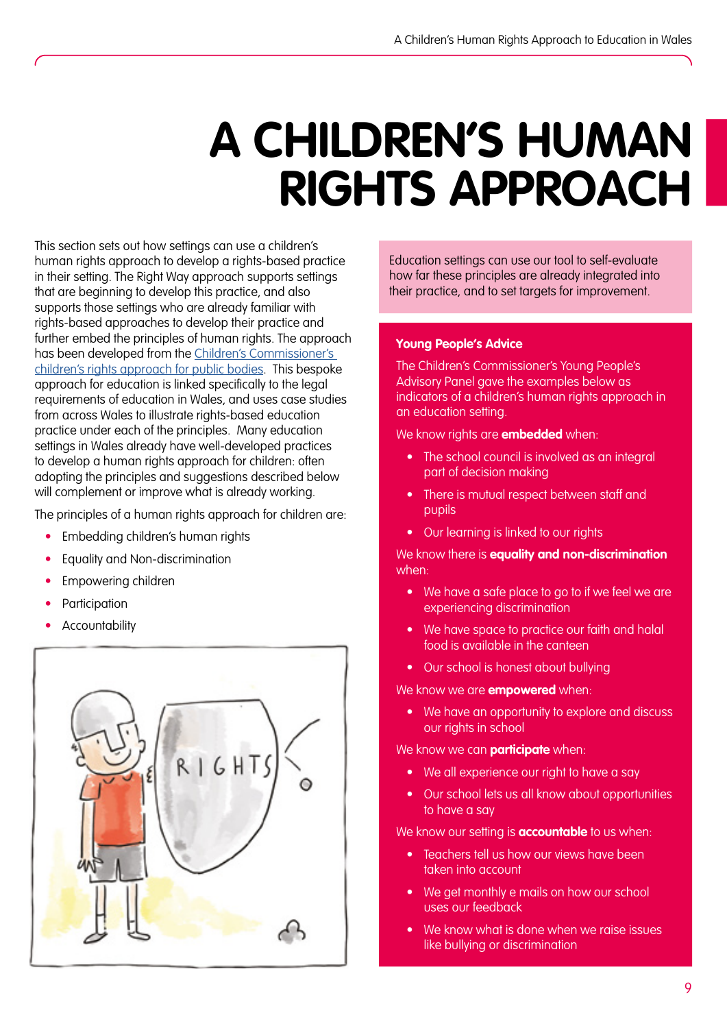# A CHILDREN'S HUMAN RIGHTS APPROACH

This section sets out how settings can use a children's human rights approach to develop a rights-based practice in their setting. The Right Way approach supports settings that are beginning to develop this practice, and also supports those settings who are already familiar with rights-based approaches to develop their practice and further embed the principles of human rights. The approach has been developed from the Children's Commissioner's children's rights approach for public bodies. This bespoke approach for education is linked specifically to the legal requirements of education in Wales, and uses case studies from across Wales to illustrate rights-based education practice under each of the principles. Many education settings in Wales already have well-developed practices to develop a human rights approach for children: often adopting the principles and suggestions described below will complement or improve what is already working.

The principles of a human rights approach for children are:

- Embedding children's human rights
- Equality and Non-discrimination
- Empowering children
- Participation
- Accountability

Education settings can use our tool to self-evaluate how far these principles are already integrated into their practice, and to set targets for improvement.

### Young People's Advice

The Children's Commissioner's Young People's Advisory Panel gave the examples below as indicators of a children's human rights approach in an education setting.

We know rights are **embedded** when:

- The school council is involved as an integral part of decision making
- There is mutual respect between staff and pupils
- Our learning is linked to our rights

We know there is **equality and non-discrimination** when:

- We have a safe place to go to if we feel we are experiencing discrimination
- We have space to practice our faith and halal food is available in the canteen
- Our school is honest about bullying

We know we are **empowered** when:

- We have an opportunity to explore and discuss our rights in school

We know we can **participate** when:

- We all experience our right to have a say
- Our school lets us all know about opportunities to have a say

We know our setting is **accountable** to us when:

- Teachers tell us how our views have been taken into account
- We get monthly e mails on how our school uses our feedback
- We know what is done when we raise issues like bullying or discrimination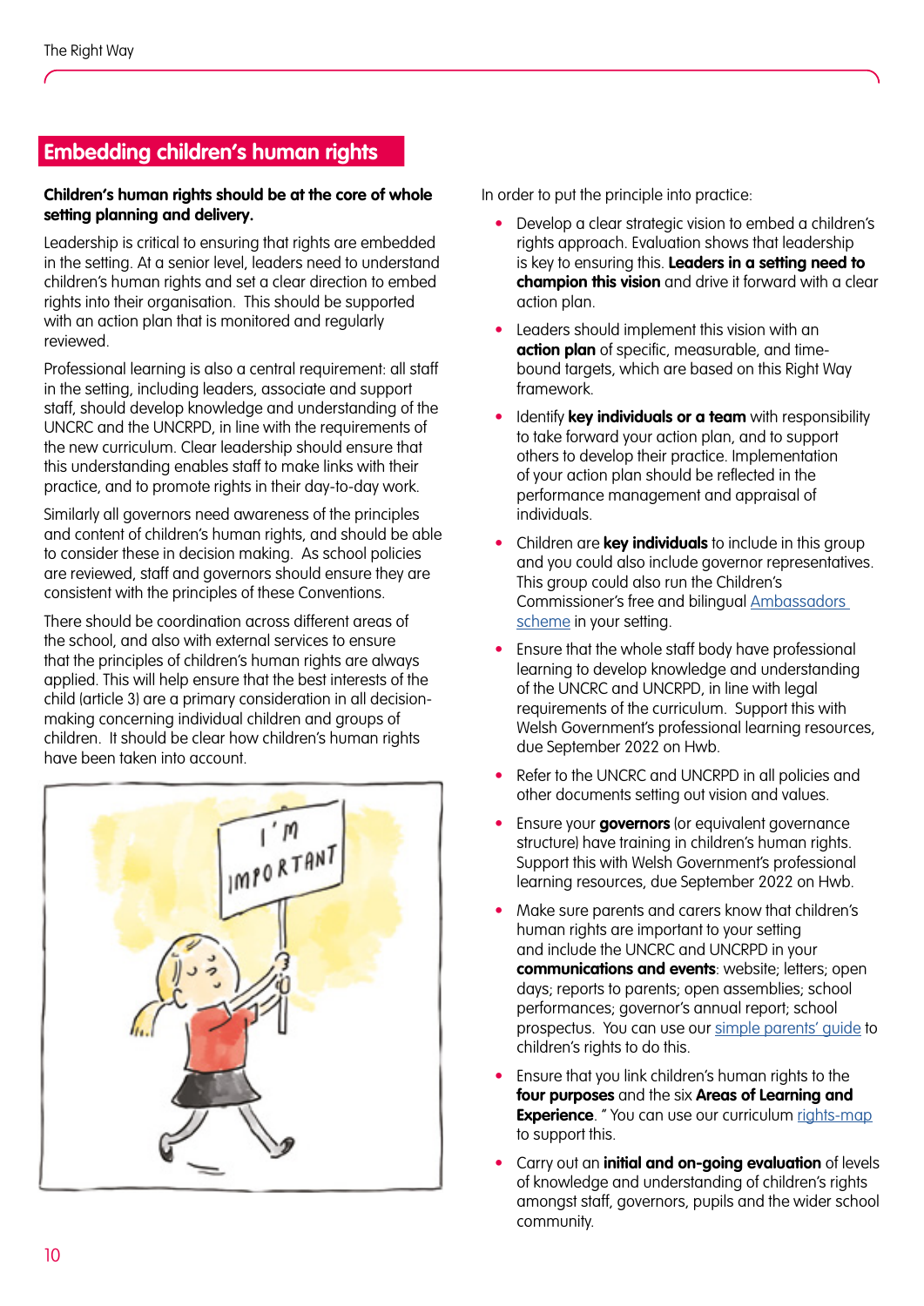## Embedding children's human rights

**Children's human rights should be at the core of whole setting planning and delivery.**

Leadership is critical to ensuring that rights are embedded in the setting. At a senior level, leaders need to understand children's human rights and set a clear direction to embed rights into their organisation. This should be supported with an action plan that is monitored and regularly reviewed.

Professional learning is also a central requirement: all staff in the setting, including leaders, associate and support staff, should develop knowledge and understanding of the UNCRC and the UNCRPD, in line with the requirements of the new curriculum. Clear leadership should ensure that this understanding enables staff to make links with their practice, and to promote rights in their day-to-day work.

Similarly all governors need awareness of the principles and content of children's human rights, and should be able to consider these in decision making. As school policies are reviewed, staff and governors should ensure they are consistent with the principles of these Conventions.

There should be coordination across different areas of the school, and also with external services to ensure that the principles of children's human rights are always applied. This will help ensure that the best interests of the child (article 3) are a primary consideration in all decision-making concerning individual children and groups of children. It should be clear how children's human rights have been taken into account.

In order to put the principle into practice:

- Develop a clear strategic vision to embed a children's rights approach. Evaluation shows that leadership is key to ensuring this. **Leaders in a setting need to champion this vision** and drive it forward with a clear action plan.
- Leaders should implement this vision with an **action plan** of specific, measurable, and time-bound targets, which are based on this Right Way framework.
- Identify **key individuals or a team** with responsibility to take forward your action plan, and to support others to develop their practice. Implementation of your action plan should be reflected in the performance management and appraisal of individuals.
- Children are **key individuals** to include in this group and you could also include governor representatives. This group could also run the Children's Commissioner's free and bilingual Ambassadors scheme in your setting.
- Ensure that the whole staff body have professional learning to develop knowledge and understanding of the UNCRC and UNCRPD, in line with legal requirements of the curriculum. Support this with Welsh Government's professional learning resources, due September 2022 on Hwb.
- Refer to the UNCRC and UNCRPD in all policies and other documents setting out vision and values.
- Ensure your **governors** (or equivalent governance structure) have training in children's human rights. Support this with Welsh Government's professional learning resources, due September 2022 on Hwb.
- Make sure parents and carers know that children's human rights are important to your setting and include the UNCRC and UNCRPD in your **communications and events**: website; letters; open days; reports to parents; open assemblies; school performances; governor's annual report; school prospectus. You can use our simple parents' guide to children's rights to do this.
- Ensure that you link children's human rights to the **four purposes** and the six **Areas of Learning and Experience**. " You can use our curriculum rights-map to support this.
- Carry out an **initial and on-going evaluation** of levels of knowledge and understanding of children's rights amongst staff, governors, pupils and the wider school community.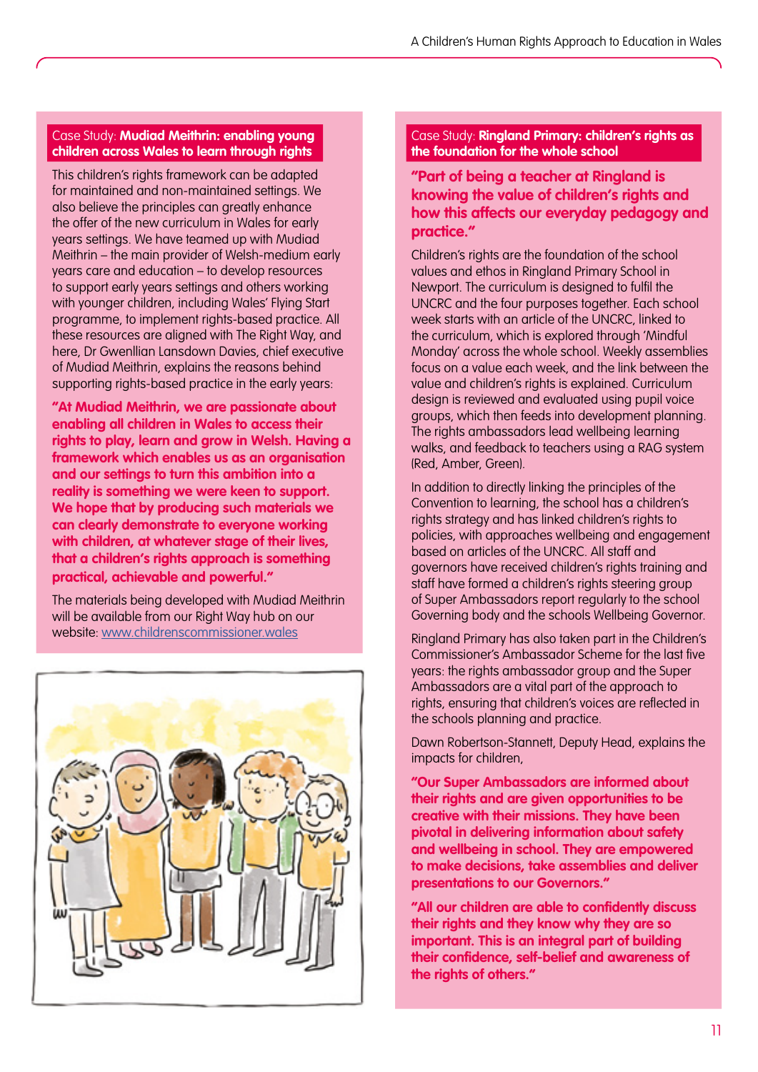## Case Study: **Mudiad Meithrin: enabling young children across Wales to learn through rights**

This children's rights framework can be adapted for maintained and non-maintained settings. We also believe the principles can greatly enhance the offer of the new curriculum in Wales for early years settings. We have teamed up with Mudiad Meithrin – the main provider of Welsh-medium early years care and education – to develop resources to support early years settings and others working with younger children, including Wales' Flying Start programme, to implement rights-based practice. All these resources are aligned with The Right Way, and here, Dr Gwenllian Lansdown Davies, chief executive of Mudiad Meithrin, explains the reasons behind supporting rights-based practice in the early years:

**"At Mudiad Meithrin, we are passionate about enabling all children in Wales to access their rights to play, learn and grow in Welsh. Having a framework which enables us as an organisation and our settings to turn this ambition into a reality is something we were keen to support. We hope that by producing such materials we can clearly demonstrate to everyone working with children, at whatever stage of their lives, that a children's rights approach is something practical, achievable and powerful."**

The materials being developed with Mudiad Meithrin will be available from our Right Way hub on our website: www.childrenscommissioner.wales

## Case Study: **Ringland Primary: children's rights as the foundation for the whole school**

**"Part of being a teacher at Ringland is knowing the value of children's rights and how this affects our everyday pedagogy and practice."**

Children's rights are the foundation of the school values and ethos in Ringland Primary School in Newport. The curriculum is designed to fulfil the UNCRC and the four purposes together. Each school week starts with an article of the UNCRC, linked to the curriculum, which is explored through 'Mindful Monday' across the whole school. Weekly assemblies focus on a value each week, and the link between the value and children's rights is explained. Curriculum design is reviewed and evaluated using pupil voice groups, which then feeds into development planning. The rights ambassadors lead wellbeing learning walks, and feedback to teachers using a RAG system (Red, Amber, Green).

In addition to directly linking the principles of the Convention to learning, the school has a children's rights strategy and has linked children's rights to policies, with approaches wellbeing and engagement based on articles of the UNCRC. All staff and governors have received children's rights training and staff have formed a children's rights steering group of Super Ambassadors report regularly to the school Governing body and the schools Wellbeing Governor.

Ringland Primary has also taken part in the Children's Commissioner's Ambassador Scheme for the last five years: the rights ambassador group and the Super Ambassadors are a vital part of the approach to rights, ensuring that children's voices are reflected in the schools planning and practice.

Dawn Robertson-Stannett, Deputy Head, explains the impacts for children,

**"Our Super Ambassadors are informed about their rights and are given opportunities to be creative with their missions. They have been pivotal in delivering information about safety and wellbeing in school. They are empowered to make decisions, take assemblies and deliver presentations to our Governors."**

**"All our children are able to confidently discuss their rights and they know why they are so important. This is an integral part of building their confidence, self-belief and awareness of the rights of others."**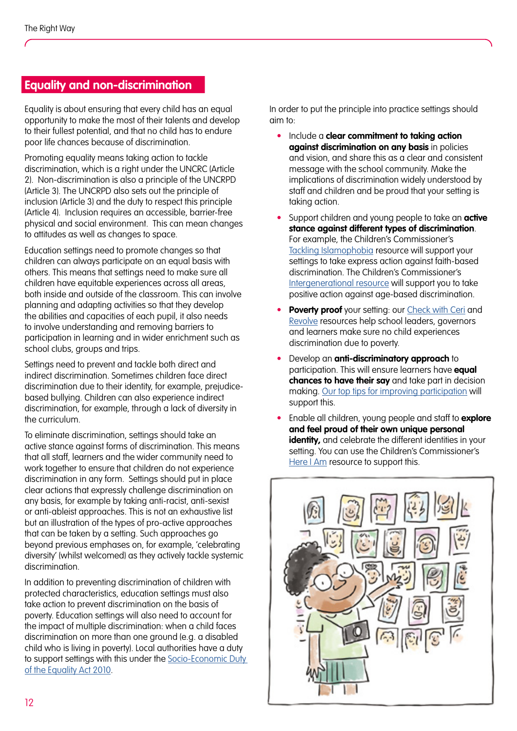## Equality and non-discrimination

Equality is about ensuring that every child has an equal opportunity to make the most of their talents and develop to their fullest potential, and that no child has to endure poor life chances because of discrimination.

Promoting equality means taking action to tackle discrimination, which is a right under the UNCRC (Article 2). Non-discrimination is also a principle of the UNCRPD (Article 3). The UNCRPD also sets out the principle of inclusion (Article 3) and the duty to respect this principle (Article 4). Inclusion requires an accessible, barrier-free physical and social environment. This can mean changes to attitudes as well as changes to space.

Education settings need to promote changes so that children can always participate on an equal basis with others. This means that settings need to make sure all children have equitable experiences across all areas, both inside and outside of the classroom. This can involve planning and adapting activities so that they develop the abilities and capacities of each pupil, it also needs to involve understanding and removing barriers to participation in learning and in wider enrichment such as school clubs, groups and trips.

Settings need to prevent and tackle both direct and indirect discrimination. Sometimes children face direct discrimination due to their identity, for example, prejudice-based bullying. Children can also experience indirect discrimination, for example, through a lack of diversity in the curriculum.

To eliminate discrimination, settings should take an active stance against forms of discrimination. This means that all staff, learners and the wider community need to work together to ensure that children do not experience discrimination in any form. Settings should put in place clear actions that expressly challenge discrimination on any basis, for example by taking anti-racist, anti-sexist or anti-ableist approaches. This is not an exhaustive list but an illustration of the types of pro-active approaches that can be taken by a setting. Such approaches go beyond previous emphases on, for example, 'celebrating diversity' (whilst welcomed) as they actively tackle systemic discrimination.

In addition to preventing discrimination of children with protected characteristics, education settings must also take action to prevent discrimination on the basis of poverty. Education settings will also need to account for the impact of multiple discrimination: when a child faces discrimination on more than one ground (e.g. a disabled child who is living in poverty). Local authorities have a duty to support settings with this under the Socio-Economic Duty of the Equality Act 2010.

In order to put the principle into practice settings should aim to:

- Include a **clear commitment to taking action against discrimination on any basis** in policies and vision, and share this as a clear and consistent message with the school community. Make the implications of discrimination widely understood by staff and children and be proud that your setting is taking action.
- Support children and young people to take an **active stance against different types of discrimination**. For example, the Children's Commissioner's Tackling Islamophobia resource will support your settings to take express action against faith-based discrimination. The Children's Commissioner's Intergenerational resource will support you to take positive action against age-based discrimination.
- **Poverty proof** your setting: our Check with Ceri and Revolve resources help school leaders, governors and learners make sure no child experiences discrimination due to poverty.
- Develop an **anti-discriminatory approach** to participation. This will ensure learners have **equal chances to have their say** and take part in decision making. Our top tips for improving participation will support this.
- Enable all children, young people and staff to **explore and feel proud of their own unique personal identity,** and celebrate the different identities in your setting. You can use the Children's Commissioner's Here I Am resource to support this.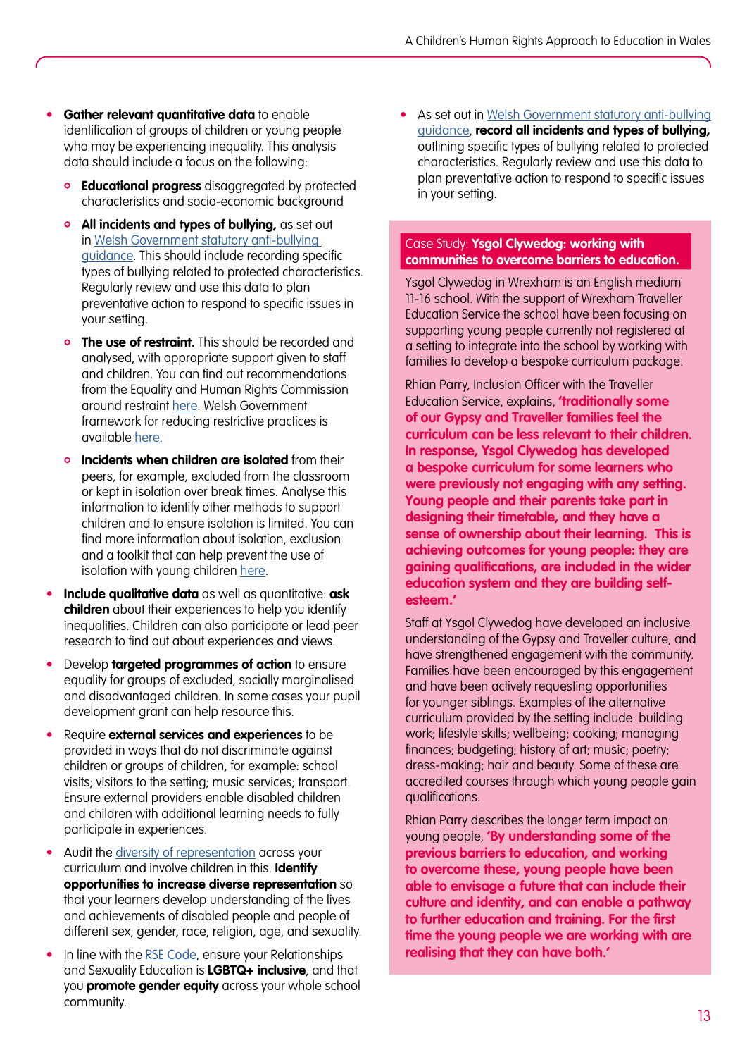- **Gather relevant quantitative data** to enable identification of groups of children or young people who may be experiencing inequality. This analysis data should include a focus on the following:
  - **Educational progress** disaggregated by protected characteristics and socio-economic background
  - **All incidents and types of bullying,** as set out in Welsh Government statutory anti-bullying guidance. This should include recording specific types of bullying related to protected characteristics. Regularly review and use this data to plan preventative action to respond to specific issues in your setting.
  - **The use of restraint.** This should be recorded and analysed, with appropriate support given to staff and children. You can find out recommendations from the Equality and Human Rights Commission around restraint here. Welsh Government framework for reducing restrictive practices is available here.
  - **Incidents when children are isolated** from their peers, for example, excluded from the classroom or kept in isolation over break times. Analyse this information to identify other methods to support children and to ensure isolation is limited. You can find more information about isolation, exclusion and a toolkit that can help prevent the use of isolation with young children here.
- **Include qualitative data** as well as quantitative: **ask children** about their experiences to help you identify inequalities. Children can also participate or lead peer research to find out about experiences and views.
- Develop **targeted programmes of action** to ensure equality for groups of excluded, socially marginalised and disadvantaged children. In some cases your pupil development grant can help resource this.
- Require **external services and experiences** to be provided in ways that do not discriminate against children or groups of children, for example: school visits; visitors to the setting; music services; transport. Ensure external providers enable disabled children and children with additional learning needs to fully participate in experiences.
- Audit the diversity of representation across your curriculum and involve children in this. **Identify opportunities to increase diverse representation** so that your learners develop understanding of the lives and achievements of disabled people and people of different sex, gender, race, religion, age, and sexuality.
- In line with the RSE Code, ensure your Relationships and Sexuality Education is **LGBTQ+ inclusive**, and that you **promote gender equity** across your whole school community.
- As set out in Welsh Government statutory anti-bullying guidance, **record all incidents and types of bullying,** outlining specific types of bullying related to protected characteristics. Regularly review and use this data to plan preventative action to respond to specific issues in your setting.

### Case Study: **Ysgol Clywedog: working with communities to overcome barriers to education.**

Ysgol Clywedog in Wrexham is an English medium 11-16 school. With the support of Wrexham Traveller Education Service the school have been focusing on supporting young people currently not registered at a setting to integrate into the school by working with families to develop a bespoke curriculum package.

Rhian Parry, Inclusion Officer with the Traveller Education Service, explains, **'traditionally some of our Gypsy and Traveller families feel the curriculum can be less relevant to their children. In response, Ysgol Clywedog has developed a bespoke curriculum for some learners who were previously not engaging with any setting. Young people and their parents take part in designing their timetable, and they have a sense of ownership about their learning. This is achieving outcomes for young people: they are gaining qualifications, are included in the wider education system and they are building self-esteem.'**

Staff at Ysgol Clywedog have developed an inclusive understanding of the Gypsy and Traveller culture, and have strengthened engagement with the community. Families have been encouraged by this engagement and have been actively requesting opportunities for younger siblings. Examples of the alternative curriculum provided by the setting include: building work; lifestyle skills; wellbeing; cooking; managing finances; budgeting; history of art; music; poetry; dress-making; hair and beauty. Some of these are accredited courses through which young people gain qualifications.

Rhian Parry describes the longer term impact on young people, **'By understanding some of the previous barriers to education, and working to overcome these, young people have been able to envisage a future that can include their culture and identity, and can enable a pathway to further education and training. For the first time the young people we are working with are realising that they can have both.'**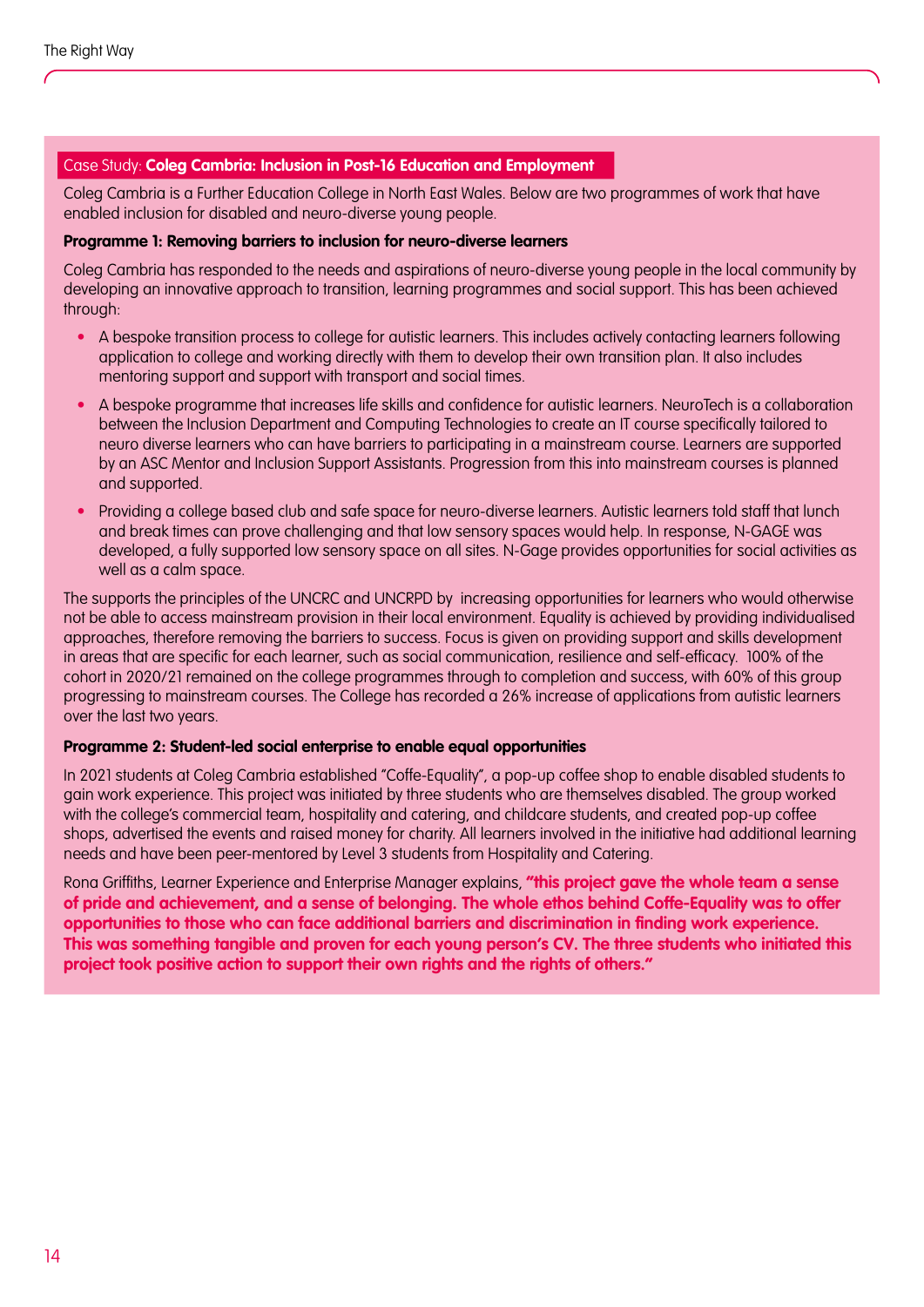## Case Study: **Coleg Cambria: Inclusion in Post-16 Education and Employment**

Coleg Cambria is a Further Education College in North East Wales. Below are two programmes of work that have enabled inclusion for disabled and neuro-diverse young people.

**Programme 1: Removing barriers to inclusion for neuro-diverse learners**

Coleg Cambria has responded to the needs and aspirations of neuro-diverse young people in the local community by developing an innovative approach to transition, learning programmes and social support. This has been achieved through:

- A bespoke transition process to college for autistic learners. This includes actively contacting learners following application to college and working directly with them to develop their own transition plan. It also includes mentoring support and support with transport and social times.
- A bespoke programme that increases life skills and confidence for autistic learners. NeuroTech is a collaboration between the Inclusion Department and Computing Technologies to create an IT course specifically tailored to neuro diverse learners who can have barriers to participating in a mainstream course. Learners are supported by an ASC Mentor and Inclusion Support Assistants. Progression from this into mainstream courses is planned and supported.
- Providing a college based club and safe space for neuro-diverse learners. Autistic learners told staff that lunch and break times can prove challenging and that low sensory spaces would help. In response, N-GAGE was developed, a fully supported low sensory space on all sites. N-Gage provides opportunities for social activities as well as a calm space.

The supports the principles of the UNCRC and UNCRPD by increasing opportunities for learners who would otherwise not be able to access mainstream provision in their local environment. Equality is achieved by providing individualised approaches, therefore removing the barriers to success. Focus is given on providing support and skills development in areas that are specific for each learner, such as social communication, resilience and self-efficacy. 100% of the cohort in 2020/21 remained on the college programmes through to completion and success, with 60% of this group progressing to mainstream courses. The College has recorded a 26% increase of applications from autistic learners over the last two years.

**Programme 2: Student-led social enterprise to enable equal opportunities**

In 2021 students at Coleg Cambria established "Coffe-Equality", a pop-up coffee shop to enable disabled students to gain work experience. This project was initiated by three students who are themselves disabled. The group worked with the college's commercial team, hospitality and catering, and childcare students, and created pop-up coffee shops, advertised the events and raised money for charity. All learners involved in the initiative had additional learning needs and have been peer-mentored by Level 3 students from Hospitality and Catering.

Rona Griffiths, Learner Experience and Enterprise Manager explains, **"this project gave the whole team a sense of pride and achievement, and a sense of belonging. The whole ethos behind Coffe-Equality was to offer opportunities to those who can face additional barriers and discrimination in finding work experience. This was something tangible and proven for each young person's CV. The three students who initiated this project took positive action to support their own rights and the rights of others."**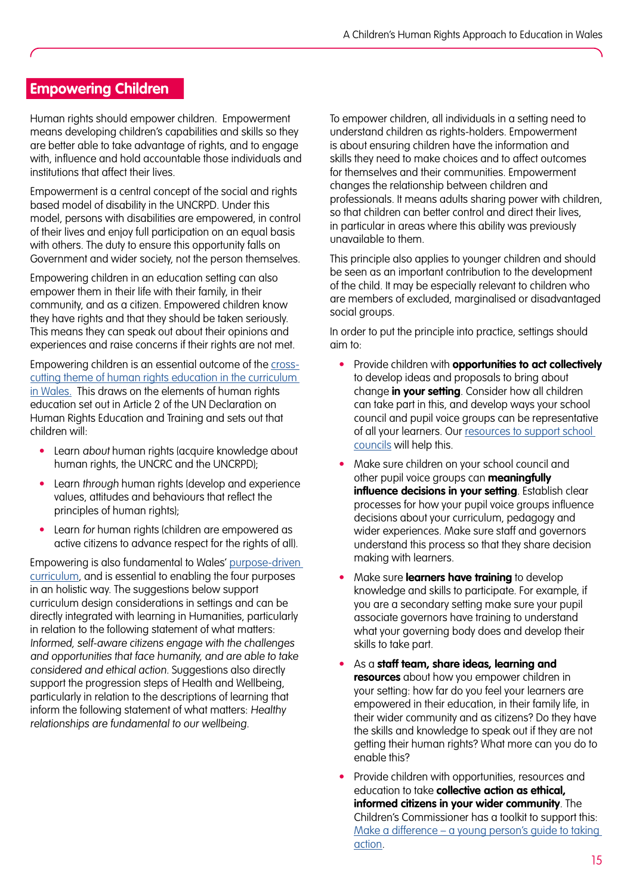## Empowering Children

Human rights should empower children. Empowerment means developing children's capabilities and skills so they are better able to take advantage of rights, and to engage with, influence and hold accountable those individuals and institutions that affect their lives.

Empowerment is a central concept of the social and rights based model of disability in the UNCRPD. Under this model, persons with disabilities are empowered, in control of their lives and enjoy full participation on an equal basis with others. The duty to ensure this opportunity falls on Government and wider society, not the person themselves.

Empowering children in an education setting can also empower them in their life with their family, in their community, and as a citizen. Empowered children know they have rights and that they should be taken seriously. This means they can speak out about their opinions and experiences and raise concerns if their rights are not met.

Empowering children is an essential outcome of the cross-cutting theme of human rights education in the curriculum in Wales. This draws on the elements of human rights education set out in Article 2 of the UN Declaration on Human Rights Education and Training and sets out that children will:

- Learn *about* human rights (acquire knowledge about human rights, the UNCRC and the UNCRPD);
- Learn *through* human rights (develop and experience values, attitudes and behaviours that reflect the principles of human rights);
- Learn *for* human rights (children are empowered as active citizens to advance respect for the rights of all).

Empowering is also fundamental to Wales' purpose-driven curriculum, and is essential to enabling the four purposes in an holistic way. The suggestions below support curriculum design considerations in settings and can be directly integrated with learning in Humanities, particularly in relation to the following statement of what matters: *Informed, self-aware citizens engage with the challenges and opportunities that face humanity, and are able to take considered and ethical action.* Suggestions also directly support the progression steps of Health and Wellbeing, particularly in relation to the descriptions of learning that inform the following statement of what matters: *Healthy relationships are fundamental to our wellbeing.*

To empower children, all individuals in a setting need to understand children as rights-holders. Empowerment is about ensuring children have the information and skills they need to make choices and to affect outcomes for themselves and their communities. Empowerment changes the relationship between children and professionals. It means adults sharing power with children, so that children can better control and direct their lives, in particular in areas where this ability was previously unavailable to them.

This principle also applies to younger children and should be seen as an important contribution to the development of the child. It may be especially relevant to children who are members of excluded, marginalised or disadvantaged social groups.

In order to put the principle into practice, settings should aim to:

- Provide children with **opportunities to act collectively** to develop ideas and proposals to bring about change **in your setting**. Consider how all children can take part in this, and develop ways your school council and pupil voice groups can be representative of all your learners. Our resources to support school councils will help this.
- Make sure children on your school council and other pupil voice groups can **meaningfully influence decisions in your setting**. Establish clear processes for how your pupil voice groups influence decisions about your curriculum, pedagogy and wider experiences. Make sure staff and governors understand this process so that they share decision making with learners.
- Make sure **learners have training** to develop knowledge and skills to participate. For example, if you are a secondary setting make sure your pupil associate governors have training to understand what your governing body does and develop their skills to take part.
- As a **staff team, share ideas, learning and resources** about how you empower children in your setting: how far do you feel your learners are empowered in their education, in their family life, in their wider community and as citizens? Do they have the skills and knowledge to speak out if they are not getting their human rights? What more can you do to enable this?
- Provide children with opportunities, resources and education to take **collective action as ethical, informed citizens in your wider community**. The Children's Commissioner has a toolkit to support this: Make a difference – a young person's guide to taking action.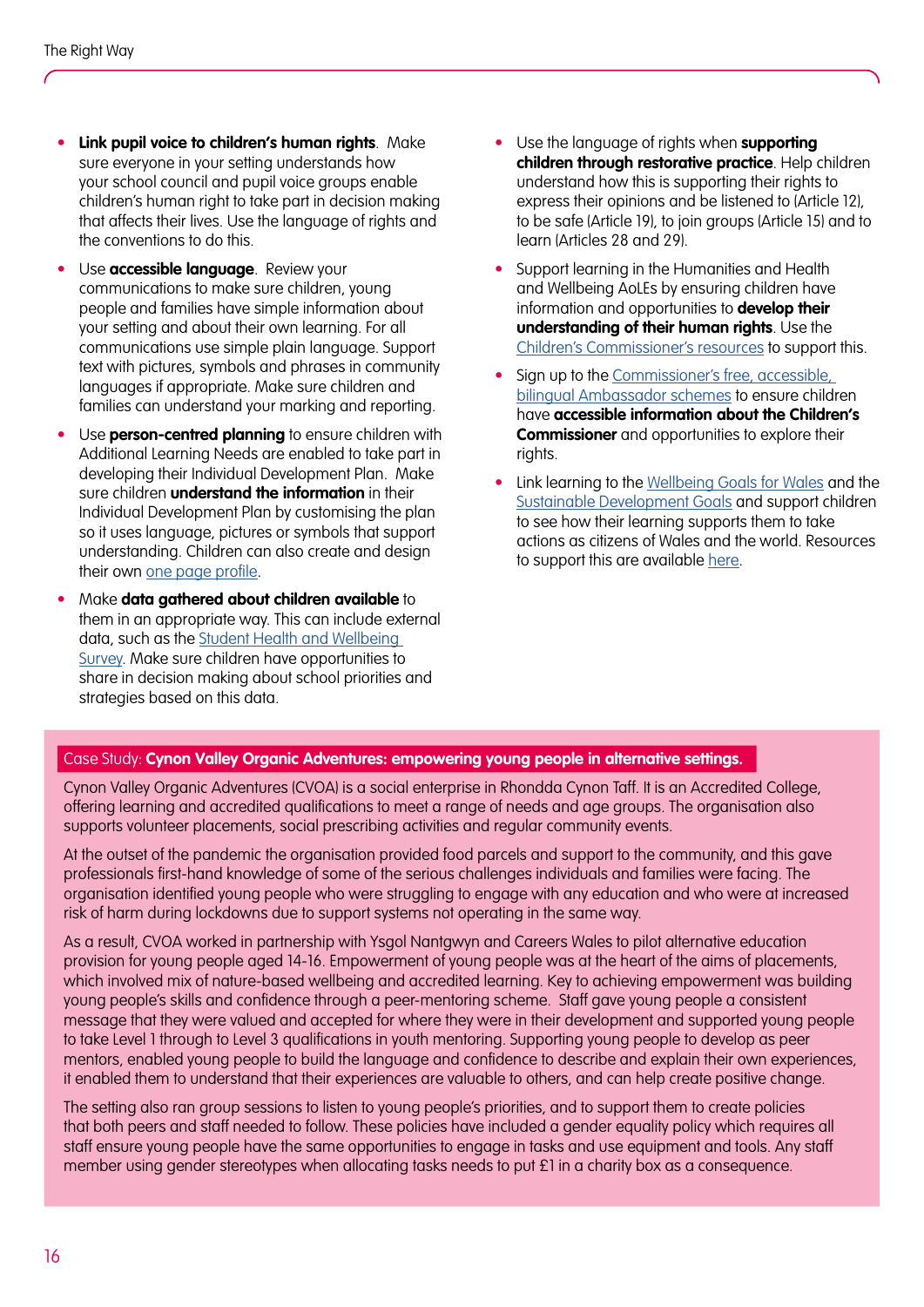- **Link pupil voice to children's human rights**. Make sure everyone in your setting understands how your school council and pupil voice groups enable children's human right to take part in decision making that affects their lives. Use the language of rights and the conventions to do this.
- Use **accessible language**. Review your communications to make sure children, young people and families have simple information about your setting and about their own learning. For all communications use simple plain language. Support text with pictures, symbols and phrases in community languages if appropriate. Make sure children and families can understand your marking and reporting.
- Use **person-centred planning** to ensure children with Additional Learning Needs are enabled to take part in developing their Individual Development Plan. Make sure children **understand the information** in their Individual Development Plan by customising the plan so it uses language, pictures or symbols that support understanding. Children can also create and design their own one page profile.
- Make **data gathered about children available** to them in an appropriate way. This can include external data, such as the Student Health and Wellbeing Survey. Make sure children have opportunities to share in decision making about school priorities and strategies based on this data.
- Use the language of rights when **supporting children through restorative practice**. Help children understand how this is supporting their rights to express their opinions and be listened to (Article 12), to be safe (Article 19), to join groups (Article 15) and to learn (Articles 28 and 29).
- Support learning in the Humanities and Health and Wellbeing AoLEs by ensuring children have information and opportunities to **develop their understanding of their human rights**. Use the Children's Commissioner's resources to support this.
- Sign up to the Commissioner's free, accessible, bilingual Ambassador schemes to ensure children have **accessible information about the Children's Commissioner** and opportunities to explore their rights.
- Link learning to the Wellbeing Goals for Wales and the Sustainable Development Goals and support children to see how their learning supports them to take actions as citizens of Wales and the world. Resources to support this are available here.

## Case Study: **Cynon Valley Organic Adventures: empowering young people in alternative settings.**

Cynon Valley Organic Adventures (CVOA) is a social enterprise in Rhondda Cynon Taff. It is an Accredited College, offering learning and accredited qualifications to meet a range of needs and age groups. The organisation also supports volunteer placements, social prescribing activities and regular community events.

At the outset of the pandemic the organisation provided food parcels and support to the community, and this gave professionals first-hand knowledge of some of the serious challenges individuals and families were facing. The organisation identified young people who were struggling to engage with any education and who were at increased risk of harm during lockdowns due to support systems not operating in the same way.

As a result, CVOA worked in partnership with Ysgol Nantgwyn and Careers Wales to pilot alternative education provision for young people aged 14-16. Empowerment of young people was at the heart of the aims of placements, which involved mix of nature-based wellbeing and accredited learning. Key to achieving empowerment was building young people's skills and confidence through a peer-mentoring scheme. Staff gave young people a consistent message that they were valued and accepted for where they were in their development and supported young people to take Level 1 through to Level 3 qualifications in youth mentoring. Supporting young people to develop as peer mentors, enabled young people to build the language and confidence to describe and explain their own experiences, it enabled them to understand that their experiences are valuable to others, and can help create positive change.

The setting also ran group sessions to listen to young people's priorities, and to support them to create policies that both peers and staff needed to follow. These policies have included a gender equality policy which requires all staff ensure young people have the same opportunities to engage in tasks and use equipment and tools. Any staff member using gender stereotypes when allocating tasks needs to put £1 in a charity box as a consequence.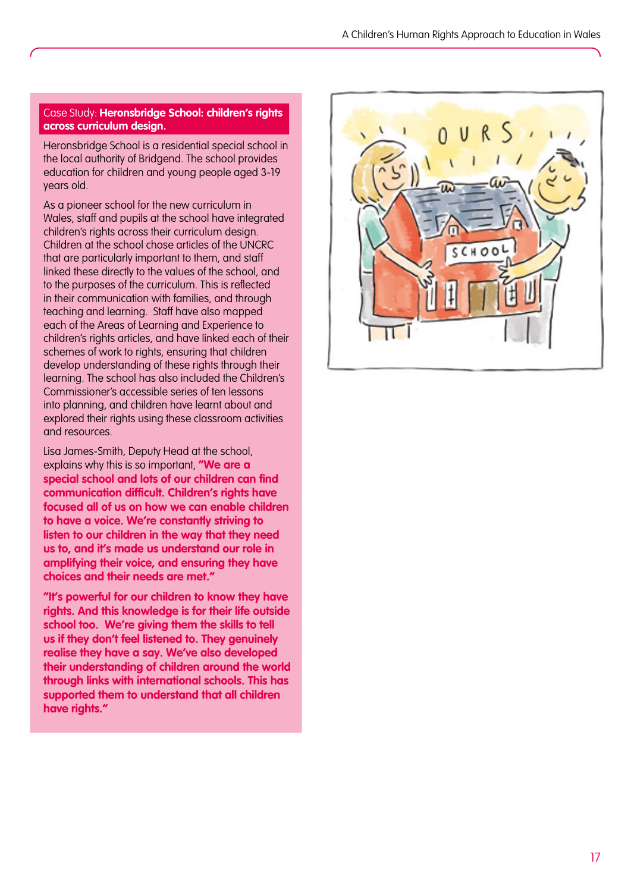### Case Study: **Heronsbridge School: children's rights across curriculum design.**

Heronsbridge School is a residential special school in the local authority of Bridgend. The school provides education for children and young people aged 3-19 years old.

As a pioneer school for the new curriculum in Wales, staff and pupils at the school have integrated children's rights across their curriculum design. Children at the school chose articles of the UNCRC that are particularly important to them, and staff linked these directly to the values of the school, and to the purposes of the curriculum. This is reflected in their communication with families, and through teaching and learning. Staff have also mapped each of the Areas of Learning and Experience to children's rights articles, and have linked each of their schemes of work to rights, ensuring that children develop understanding of these rights through their learning. The school has also included the Children's Commissioner's accessible series of ten lessons into planning, and children have learnt about and explored their rights using these classroom activities and resources.

Lisa James-Smith, Deputy Head at the school, explains why this is so important, **"We are a special school and lots of our children can find communication difficult. Children's rights have focused all of us on how we can enable children to have a voice. We're constantly striving to listen to our children in the way that they need us to, and it's made us understand our role in amplifying their voice, and ensuring they have choices and their needs are met."**

**"It's powerful for our children to know they have rights. And this knowledge is for their life outside school too. We're giving them the skills to tell us if they don't feel listened to. They genuinely realise they have a say. We've also developed their understanding of children around the world through links with international schools. This has supported them to understand that all children have rights."**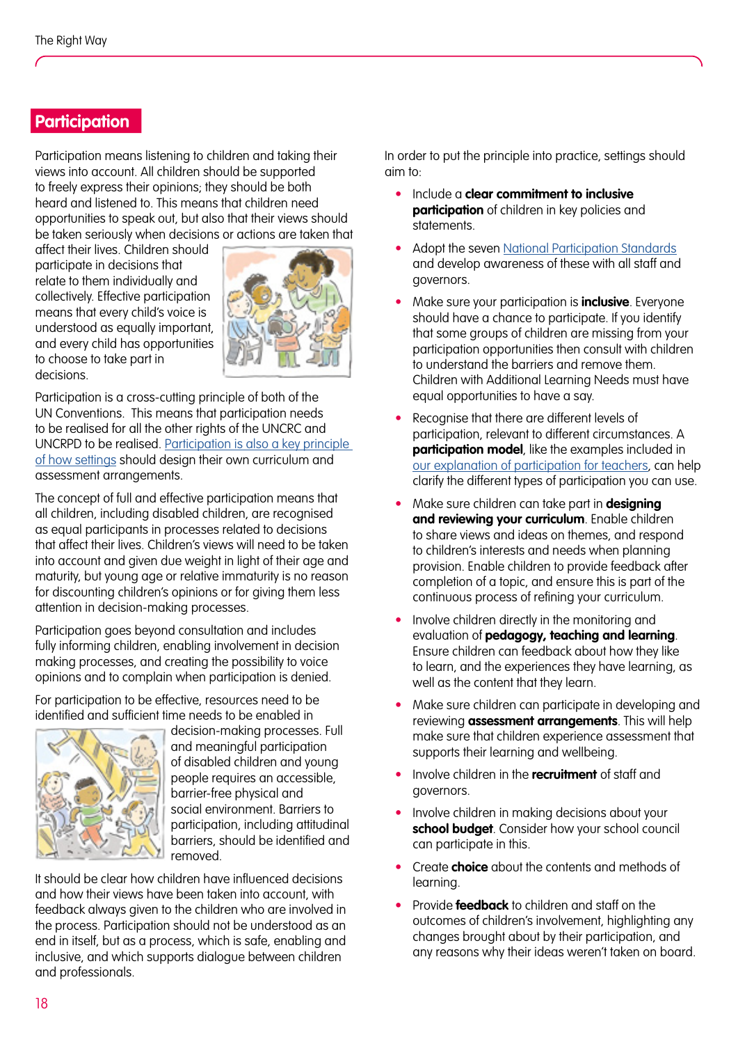## Participation

Participation means listening to children and taking their views into account. All children should be supported to freely express their opinions; they should be both heard and listened to. This means that children need opportunities to speak out, but also that their views should be taken seriously when decisions or actions are taken that affect their lives. Children should participate in decisions that relate to them individually and collectively. Effective participation means that every child's voice is understood as equally important, and every child has opportunities to choose to take part in decisions.

Participation is a cross-cutting principle of both of the UN Conventions. This means that participation needs to be realised for all the other rights of the UNCRC and UNCRPD to be realised. Participation is also a key principle of how settings should design their own curriculum and assessment arrangements.

The concept of full and effective participation means that all children, including disabled children, are recognised as equal participants in processes related to decisions that affect their lives. Children's views will need to be taken into account and given due weight in light of their age and maturity, but young age or relative immaturity is no reason for discounting children's opinions or for giving them less attention in decision-making processes.

Participation goes beyond consultation and includes fully informing children, enabling involvement in decision making processes, and creating the possibility to voice opinions and to complain when participation is denied.

For participation to be effective, resources need to be identified and sufficient time needs to be enabled in decision-making processes. Full and meaningful participation of disabled children and young people requires an accessible, barrier-free physical and social environment. Barriers to participation, including attitudinal barriers, should be identified and removed.

It should be clear how children have influenced decisions and how their views have been taken into account, with feedback always given to the children who are involved in the process. Participation should not be understood as an end in itself, but as a process, which is safe, enabling and inclusive, and which supports dialogue between children and professionals.

In order to put the principle into practice, settings should aim to:

- Include a **clear commitment to inclusive participation** of children in key policies and statements.
- Adopt the seven National Participation Standards and develop awareness of these with all staff and governors.
- Make sure your participation is **inclusive**. Everyone should have a chance to participate. If you identify that some groups of children are missing from your participation opportunities then consult with children to understand the barriers and remove them. Children with Additional Learning Needs must have equal opportunities to have a say.
- Recognise that there are different levels of participation, relevant to different circumstances. A **participation model**, like the examples included in our explanation of participation for teachers, can help clarify the different types of participation you can use.
- Make sure children can take part in **designing and reviewing your curriculum**. Enable children to share views and ideas on themes, and respond to children's interests and needs when planning provision. Enable children to provide feedback after completion of a topic, and ensure this is part of the continuous process of refining your curriculum.
- Involve children directly in the monitoring and evaluation of **pedagogy, teaching and learning**. Ensure children can feedback about how they like to learn, and the experiences they have learning, as well as the content that they learn.
- Make sure children can participate in developing and reviewing **assessment arrangements**. This will help make sure that children experience assessment that supports their learning and wellbeing.
- Involve children in the **recruitment** of staff and governors.
- Involve children in making decisions about your **school budget**. Consider how your school council can participate in this.
- Create **choice** about the contents and methods of learning.
- Provide **feedback** to children and staff on the outcomes of children's involvement, highlighting any changes brought about by their participation, and any reasons why their ideas weren't taken on board.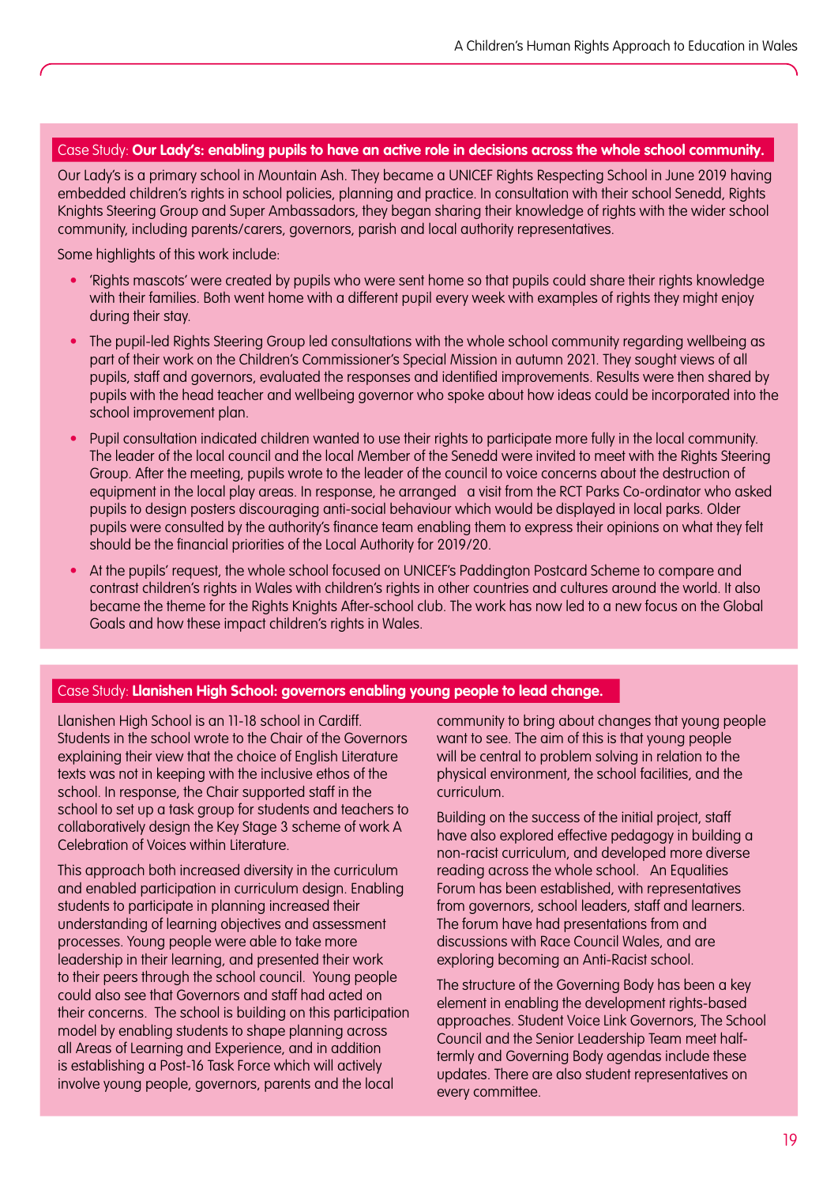### Case Study: **Our Lady's: enabling pupils to have an active role in decisions across the whole school community.**

Our Lady's is a primary school in Mountain Ash. They became a UNICEF Rights Respecting School in June 2019 having embedded children's rights in school policies, planning and practice. In consultation with their school Senedd, Rights Knights Steering Group and Super Ambassadors, they began sharing their knowledge of rights with the wider school community, including parents/carers, governors, parish and local authority representatives.

Some highlights of this work include:

- 'Rights mascots' were created by pupils who were sent home so that pupils could share their rights knowledge with their families. Both went home with a different pupil every week with examples of rights they might enjoy during their stay.
- The pupil-led Rights Steering Group led consultations with the whole school community regarding wellbeing as part of their work on the Children's Commissioner's Special Mission in autumn 2021. They sought views of all pupils, staff and governors, evaluated the responses and identified improvements. Results were then shared by pupils with the head teacher and wellbeing governor who spoke about how ideas could be incorporated into the school improvement plan.
- Pupil consultation indicated children wanted to use their rights to participate more fully in the local community. The leader of the local council and the local Member of the Senedd were invited to meet with the Rights Steering Group. After the meeting, pupils wrote to the leader of the council to voice concerns about the destruction of equipment in the local play areas. In response, he arranged a visit from the RCT Parks Co-ordinator who asked pupils to design posters discouraging anti-social behaviour which would be displayed in local parks. Older pupils were consulted by the authority's finance team enabling them to express their opinions on what they felt should be the financial priorities of the Local Authority for 2019/20.
- At the pupils' request, the whole school focused on UNICEF's Paddington Postcard Scheme to compare and contrast children's rights in Wales with children's rights in other countries and cultures around the world. It also became the theme for the Rights Knights After-school club. The work has now led to a new focus on the Global Goals and how these impact children's rights in Wales.

### Case Study: **Llanishen High School: governors enabling young people to lead change.**

Llanishen High School is an 11-18 school in Cardiff. Students in the school wrote to the Chair of the Governors explaining their view that the choice of English Literature texts was not in keeping with the inclusive ethos of the school. In response, the Chair supported staff in the school to set up a task group for students and teachers to collaboratively design the Key Stage 3 scheme of work A Celebration of Voices within Literature.

This approach both increased diversity in the curriculum and enabled participation in curriculum design. Enabling students to participate in planning increased their understanding of learning objectives and assessment processes. Young people were able to take more leadership in their learning, and presented their work to their peers through the school council. Young people could also see that Governors and staff had acted on their concerns. The school is building on this participation model by enabling students to shape planning across all Areas of Learning and Experience, and in addition is establishing a Post-16 Task Force which will actively involve young people, governors, parents and the local community to bring about changes that young people want to see. The aim of this is that young people will be central to problem solving in relation to the physical environment, the school facilities, and the curriculum.

Building on the success of the initial project, staff have also explored effective pedagogy in building a non-racist curriculum, and developed more diverse reading across the whole school. An Equalities Forum has been established, with representatives from governors, school leaders, staff and learners. The forum have had presentations from and discussions with Race Council Wales, and are exploring becoming an Anti-Racist school.

The structure of the Governing Body has been a key element in enabling the development rights-based approaches. Student Voice Link Governors, The School Council and the Senior Leadership Team meet half-termly and Governing Body agendas include these updates. There are also student representatives on every committee.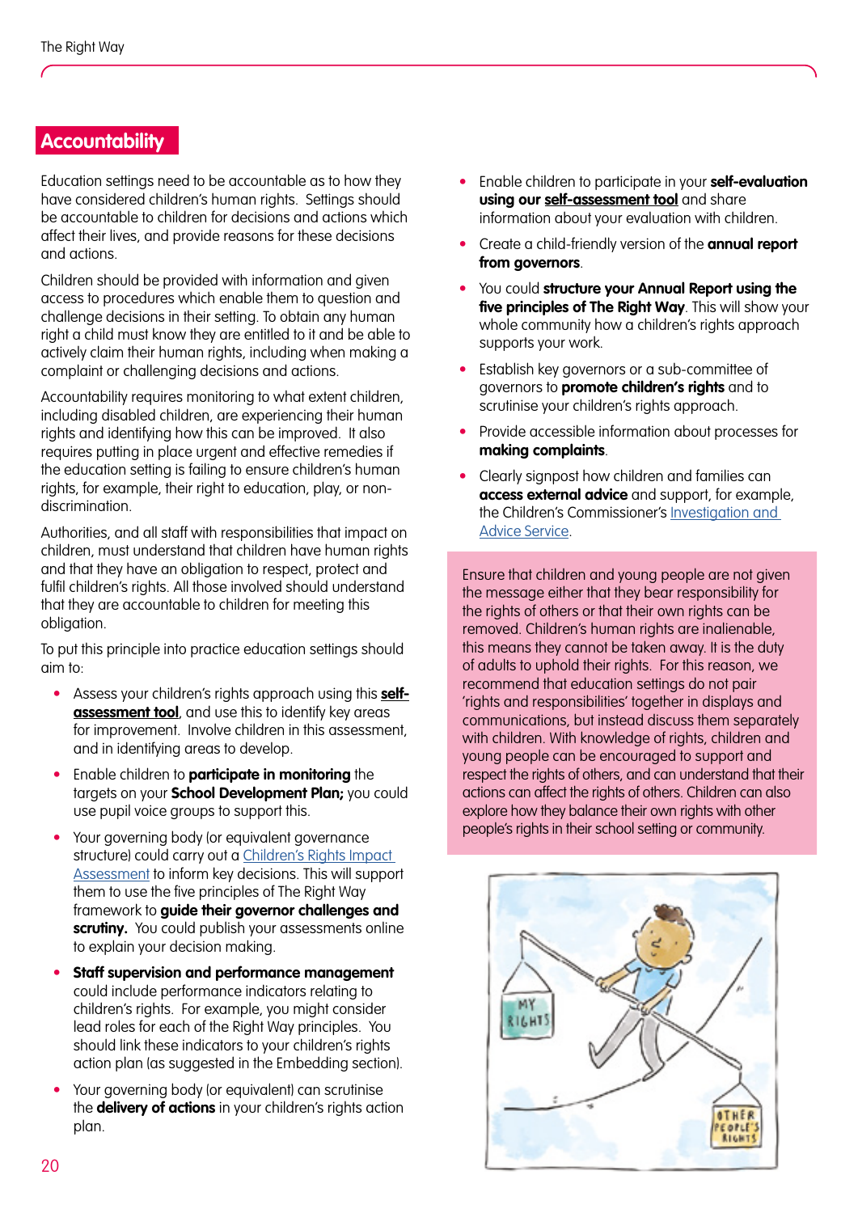## Accountability

Education settings need to be accountable as to how they have considered children's human rights. Settings should be accountable to children for decisions and actions which affect their lives, and provide reasons for these decisions and actions.

Children should be provided with information and given access to procedures which enable them to question and challenge decisions in their setting. To obtain any human right a child must know they are entitled to it and be able to actively claim their human rights, including when making a complaint or challenging decisions and actions.

Accountability requires monitoring to what extent children, including disabled children, are experiencing their human rights and identifying how this can be improved. It also requires putting in place urgent and effective remedies if the education setting is failing to ensure children's human rights, for example, their right to education, play, or non-discrimination.

Authorities, and all staff with responsibilities that impact on children, must understand that children have human rights and that they have an obligation to respect, protect and fulfil children's rights. All those involved should understand that they are accountable to children for meeting this obligation.

To put this principle into practice education settings should aim to:

- Assess your children's rights approach using this **self-assessment tool**, and use this to identify key areas for improvement. Involve children in this assessment, and in identifying areas to develop.
- Enable children to **participate in monitoring** the targets on your **School Development Plan;** you could use pupil voice groups to support this.
- Your governing body (or equivalent governance structure) could carry out a Children's Rights Impact Assessment to inform key decisions. This will support them to use the five principles of The Right Way framework to **guide their governor challenges and scrutiny.** You could publish your assessments online to explain your decision making.
- **Staff supervision and performance management** could include performance indicators relating to children's rights. For example, you might consider lead roles for each of the Right Way principles. You should link these indicators to your children's rights action plan (as suggested in the Embedding section).
- Your governing body (or equivalent) can scrutinise the **delivery of actions** in your children's rights action plan.
- Enable children to participate in your **self-evaluation using our self-assessment tool** and share information about your evaluation with children.
- Create a child-friendly version of the **annual report from governors**.
- You could **structure your Annual Report using the five principles of The Right Way**. This will show your whole community how a children's rights approach supports your work.
- Establish key governors or a sub-committee of governors to **promote children's rights** and to scrutinise your children's rights approach.
- Provide accessible information about processes for **making complaints**.
- Clearly signpost how children and families can **access external advice** and support, for example, the Children's Commissioner's Investigation and Advice Service.

Ensure that children and young people are not given the message either that they bear responsibility for the rights of others or that their own rights can be removed. Children's human rights are inalienable, this means they cannot be taken away. It is the duty of adults to uphold their rights. For this reason, we recommend that education settings do not pair 'rights and responsibilities' together in displays and communications, but instead discuss them separately with children. With knowledge of rights, children and young people can be encouraged to support and respect the rights of others, and can understand that their actions can affect the rights of others. Children can also explore how they balance their own rights with other people's rights in their school setting or community.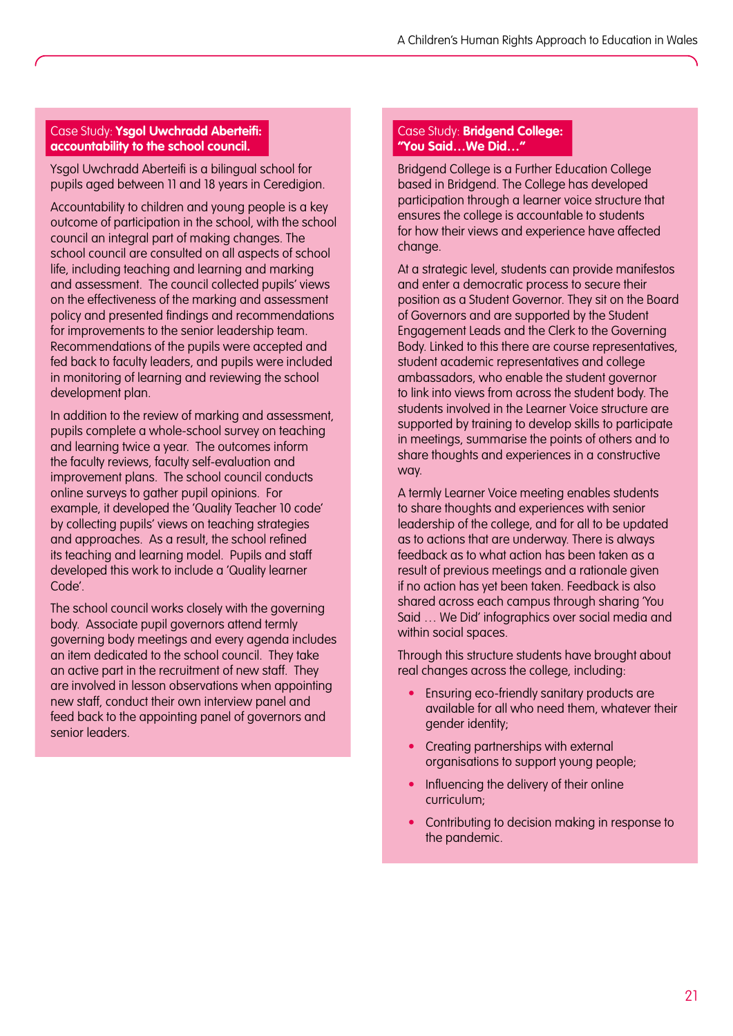### Case Study: **Ysgol Uwchradd Aberteifi: accountability to the school council.**

Ysgol Uwchradd Aberteifi is a bilingual school for pupils aged between 11 and 18 years in Ceredigion.

Accountability to children and young people is a key outcome of participation in the school, with the school council an integral part of making changes. The school council are consulted on all aspects of school life, including teaching and learning and marking and assessment. The council collected pupils' views on the effectiveness of the marking and assessment policy and presented findings and recommendations for improvements to the senior leadership team. Recommendations of the pupils were accepted and fed back to faculty leaders, and pupils were included in monitoring of learning and reviewing the school development plan.

In addition to the review of marking and assessment, pupils complete a whole-school survey on teaching and learning twice a year. The outcomes inform the faculty reviews, faculty self-evaluation and improvement plans. The school council conducts online surveys to gather pupil opinions. For example, it developed the 'Quality Teacher 10 code' by collecting pupils' views on teaching strategies and approaches. As a result, the school refined its teaching and learning model. Pupils and staff developed this work to include a 'Quality learner Code'.

The school council works closely with the governing body. Associate pupil governors attend termly governing body meetings and every agenda includes an item dedicated to the school council. They take an active part in the recruitment of new staff. They are involved in lesson observations when appointing new staff, conduct their own interview panel and feed back to the appointing panel of governors and senior leaders.

### Case Study: **Bridgend College: "You Said…We Did…"**

Bridgend College is a Further Education College based in Bridgend. The College has developed participation through a learner voice structure that ensures the college is accountable to students for how their views and experience have affected change.

At a strategic level, students can provide manifestos and enter a democratic process to secure their position as a Student Governor. They sit on the Board of Governors and are supported by the Student Engagement Leads and the Clerk to the Governing Body. Linked to this there are course representatives, student academic representatives and college ambassadors, who enable the student governor to link into views from across the student body. The students involved in the Learner Voice structure are supported by training to develop skills to participate in meetings, summarise the points of others and to share thoughts and experiences in a constructive way.

A termly Learner Voice meeting enables students to share thoughts and experiences with senior leadership of the college, and for all to be updated as to actions that are underway. There is always feedback as to what action has been taken as a result of previous meetings and a rationale given if no action has yet been taken. Feedback is also shared across each campus through sharing 'You Said … We Did' infographics over social media and within social spaces.

Through this structure students have brought about real changes across the college, including:

- Ensuring eco-friendly sanitary products are available for all who need them, whatever their gender identity;
- Creating partnerships with external organisations to support young people;
- Influencing the delivery of their online curriculum;
- Contributing to decision making in response to the pandemic.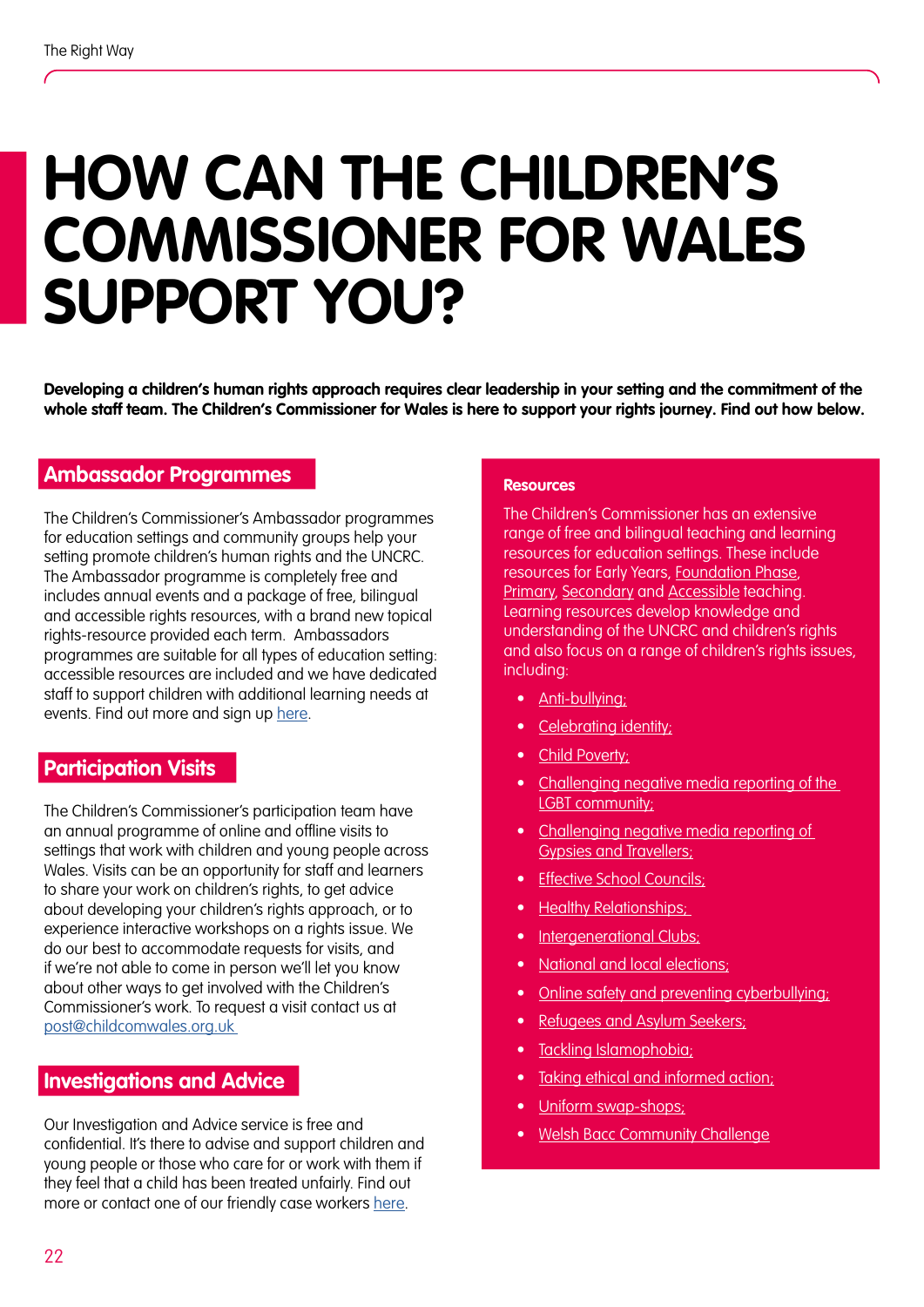# HOW CAN THE CHILDREN'S COMMISSIONER FOR WALES SUPPORT YOU?

**Developing a children's human rights approach requires clear leadership in your setting and the commitment of the whole staff team. The Children's Commissioner for Wales is here to support your rights journey. Find out how below.**

## Ambassador Programmes

The Children's Commissioner's Ambassador programmes for education settings and community groups help your setting promote children's human rights and the UNCRC. The Ambassador programme is completely free and includes annual events and a package of free, bilingual and accessible rights resources, with a brand new topical rights-resource provided each term. Ambassadors programmes are suitable for all types of education setting: accessible resources are included and we have dedicated staff to support children with additional learning needs at events. Find out more and sign up here.

## Participation Visits

The Children's Commissioner's participation team have an annual programme of online and offline visits to settings that work with children and young people across Wales. Visits can be an opportunity for staff and learners to share your work on children's rights, to get advice about developing your children's rights approach, or to experience interactive workshops on a rights issue. We do our best to accommodate requests for visits, and if we're not able to come in person we'll let you know about other ways to get involved with the Children's Commissioner's work. To request a visit contact us at post@childcomwales.org.uk

## Investigations and Advice

Our Investigation and Advice service is free and confidential. It's there to advise and support children and young people or those who care for or work with them if they feel that a child has been treated unfairly. Find out more or contact one of our friendly case workers here.

### Resources

The Children's Commissioner has an extensive range of free and bilingual teaching and learning resources for education settings. These include resources for Early Years, Foundation Phase, Primary, Secondary and Accessible teaching. Learning resources develop knowledge and understanding of the UNCRC and children's rights and also focus on a range of children's rights issues, including:

- Anti-bullying;
- Celebrating identity;
- Child Poverty;
- Challenging negative media reporting of the LGBT community;
- Challenging negative media reporting of Gypsies and Travellers;
- Effective School Councils;
- Healthy Relationships;
- Intergenerational Clubs;
- National and local elections;
- Online safety and preventing cyberbullying;
- Refugees and Asylum Seekers;
- Tackling Islamophobia;
- Taking ethical and informed action;
- Uniform swap-shops;
- Welsh Bacc Community Challenge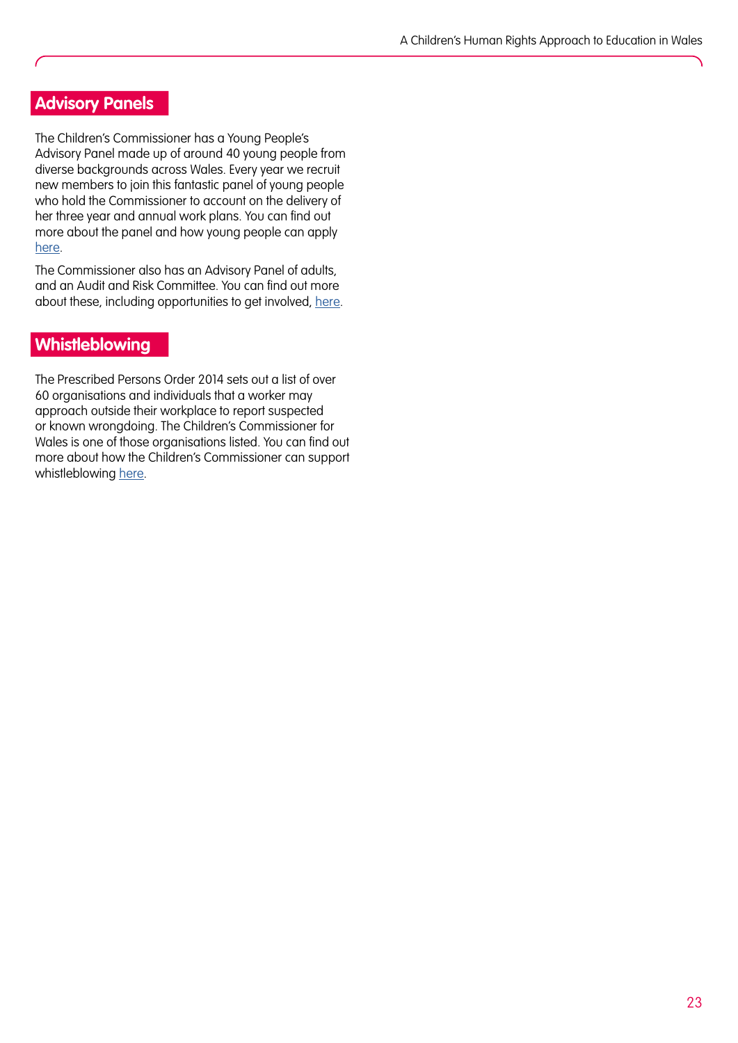## Advisory Panels

The Children's Commissioner has a Young People's Advisory Panel made up of around 40 young people from diverse backgrounds across Wales. Every year we recruit new members to join this fantastic panel of young people who hold the Commissioner to account on the delivery of her three year and annual work plans. You can find out more about the panel and how young people can apply here.

The Commissioner also has an Advisory Panel of adults, and an Audit and Risk Committee. You can find out more about these, including opportunities to get involved, here.

## Whistleblowing

The Prescribed Persons Order 2014 sets out a list of over 60 organisations and individuals that a worker may approach outside their workplace to report suspected or known wrongdoing. The Children's Commissioner for Wales is one of those organisations listed. You can find out more about how the Children's Commissioner can support whistleblowing here.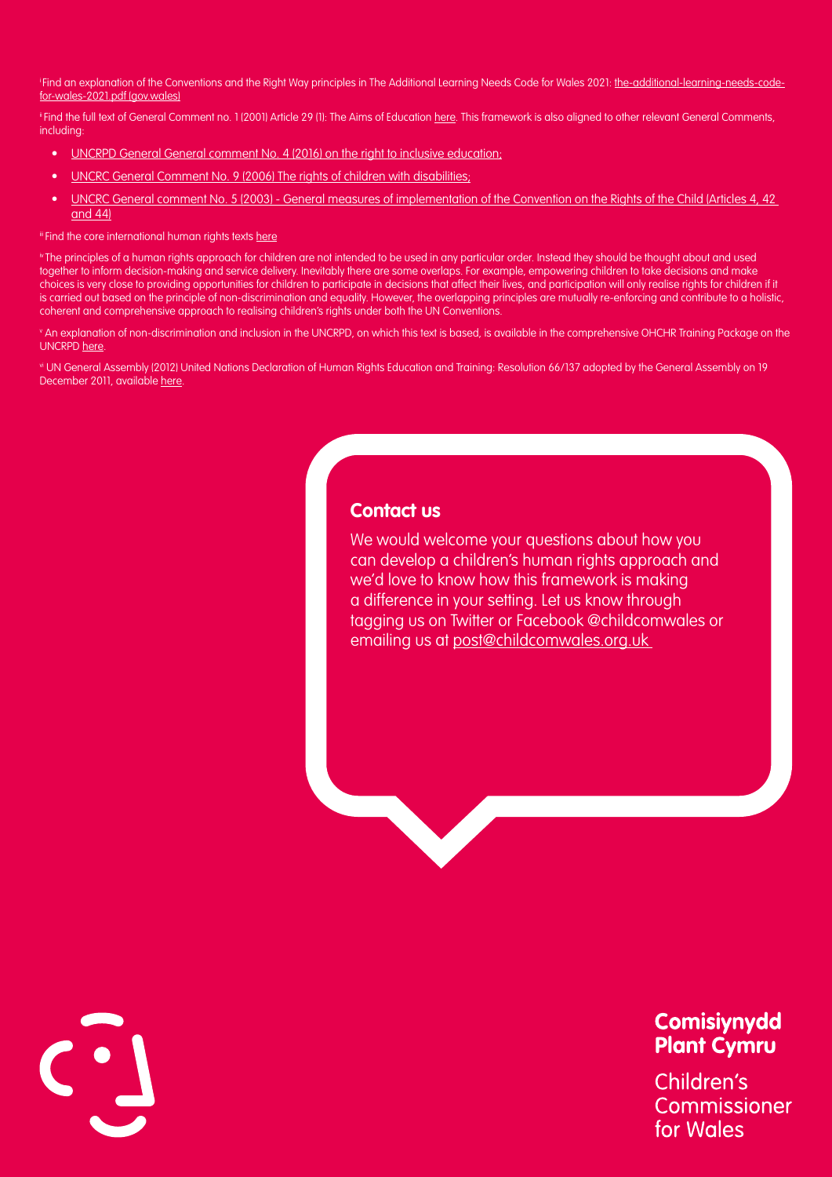[i] Find an explanation of the Conventions and the Right Way principles in The Additional Learning Needs Code for Wales 2021: the-additional-learning-needs-code-for-wales-2021.pdf (gov.wales)

[ii] Find the full text of General Comment no. 1 (2001) Article 29 (1): The Aims of Education here. This framework is also aligned to other relevant General Comments, including:

- UNCRPD General General comment No. 4 (2016) on the right to inclusive education;
- UNCRC General Comment No. 9 (2006) The rights of children with disabilities;
- UNCRC General comment No. 5 (2003) - General measures of implementation of the Convention on the Rights of the Child (Articles 4, 42 and 44)

[iii] Find the core international human rights texts here

[iv] The principles of a human rights approach for children are not intended to be used in any particular order. Instead they should be thought about and used together to inform decision-making and service delivery. Inevitably there are some overlaps. For example, empowering children to take decisions and make choices is very close to providing opportunities for children to participate in decisions that affect their lives, and participation will only realise rights for children if it is carried out based on the principle of non-discrimination and equality. However, the overlapping principles are mutually re-enforcing and contribute to a holistic, coherent and comprehensive approach to realising children's rights under both the UN Conventions.

[v] An explanation of non-discrimination and inclusion in the UNCRPD, on which this text is based, is available in the comprehensive OHCHR Training Package on the UNCRPD here.

[vi] UN General Assembly (2012) United Nations Declaration of Human Rights Education and Training: Resolution 66/137 adopted by the General Assembly on 19 December 2011, available here.

## Contact us

We would welcome your questions about how you can develop a children's human rights approach and we'd love to know how this framework is making a difference in your setting. Let us know through tagging us on Twitter or Facebook @childcomwales or emailing us at post@childcomwales.org.uk

**Comisiynydd Plant Cymru**

Children's Commissioner for Wales